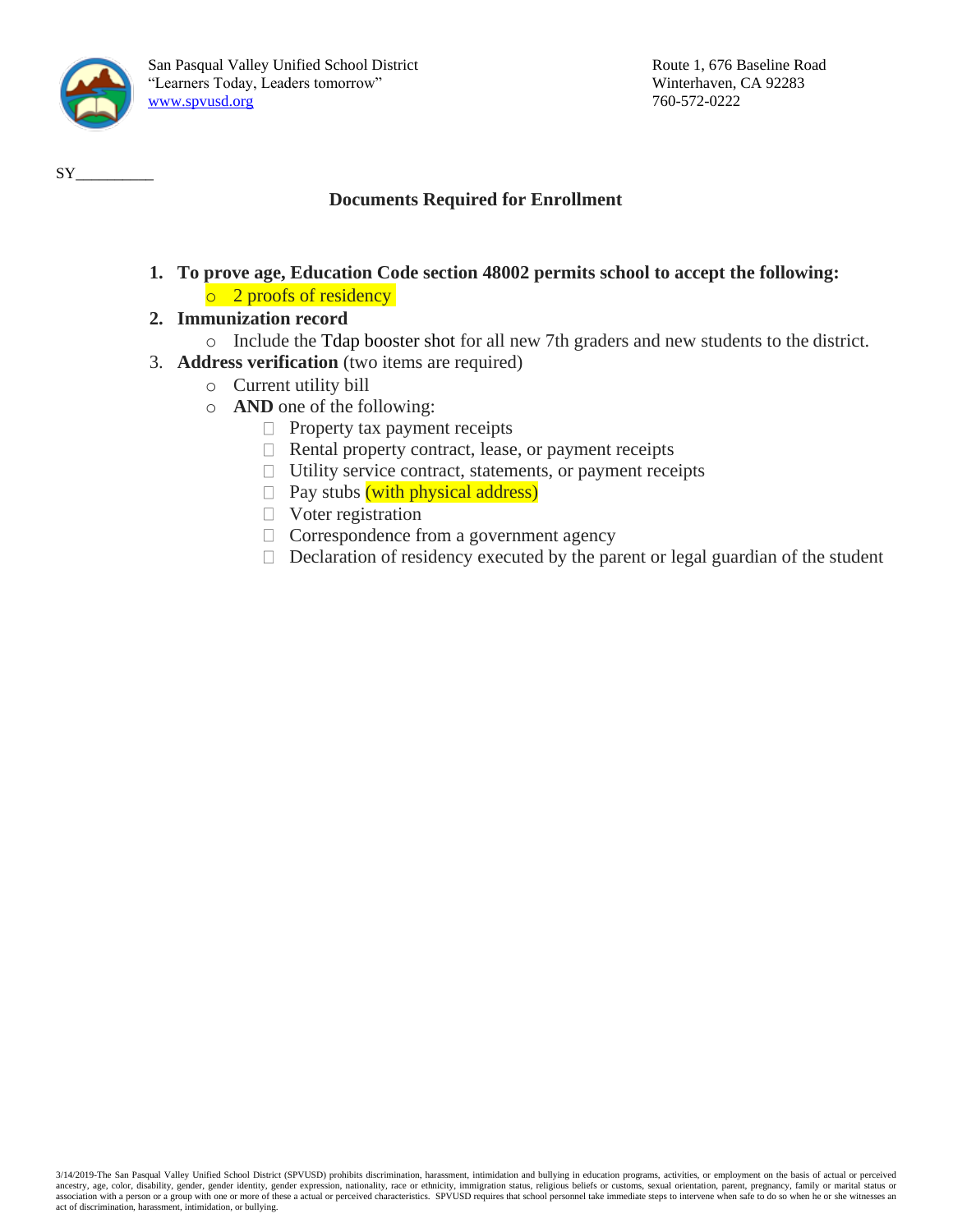San Pasqual Valley Unified School District
"Learners Today, Leaders tomorrow"
www.spvusd.org

Route 1, 676 Baseline Road
Winterhaven, CA 92283
760-572-0222

SY__________

## Documents Required for Enrollment

1. **To prove age, Education Code section 48002 permits school to accept the following:**
   - 2 proofs of residency
2. **Immunization record**
   - Include the Tdap booster shot for all new 7th graders and new students to the district.
3. **Address verification** (two items are required)
   - Current utility bill
   - **AND** one of the following:
     - Property tax payment receipts
     - Rental property contract, lease, or payment receipts
     - Utility service contract, statements, or payment receipts
     - Pay stubs (with physical address)
     - Voter registration
     - Correspondence from a government agency
     - Declaration of residency executed by the parent or legal guardian of the student

3/14/2019-The San Pasqual Valley Unified School District (SPVUSD) prohibits discrimination, harassment, intimidation and bullying in education programs, activities, or employment on the basis of actual or perceived ancestry, age, color, disability, gender, gender identity, gender expression, nationality, race or ethnicity, immigration status, religious beliefs or customs, sexual orientation, parent, pregnancy, family or marital status or association with a person or a group with one or more of these a actual or perceived characteristics. SPVUSD requires that school personnel take immediate steps to intervene when safe to do so when he or she witnesses an act of discrimination, harassment, intimidation, or bullying.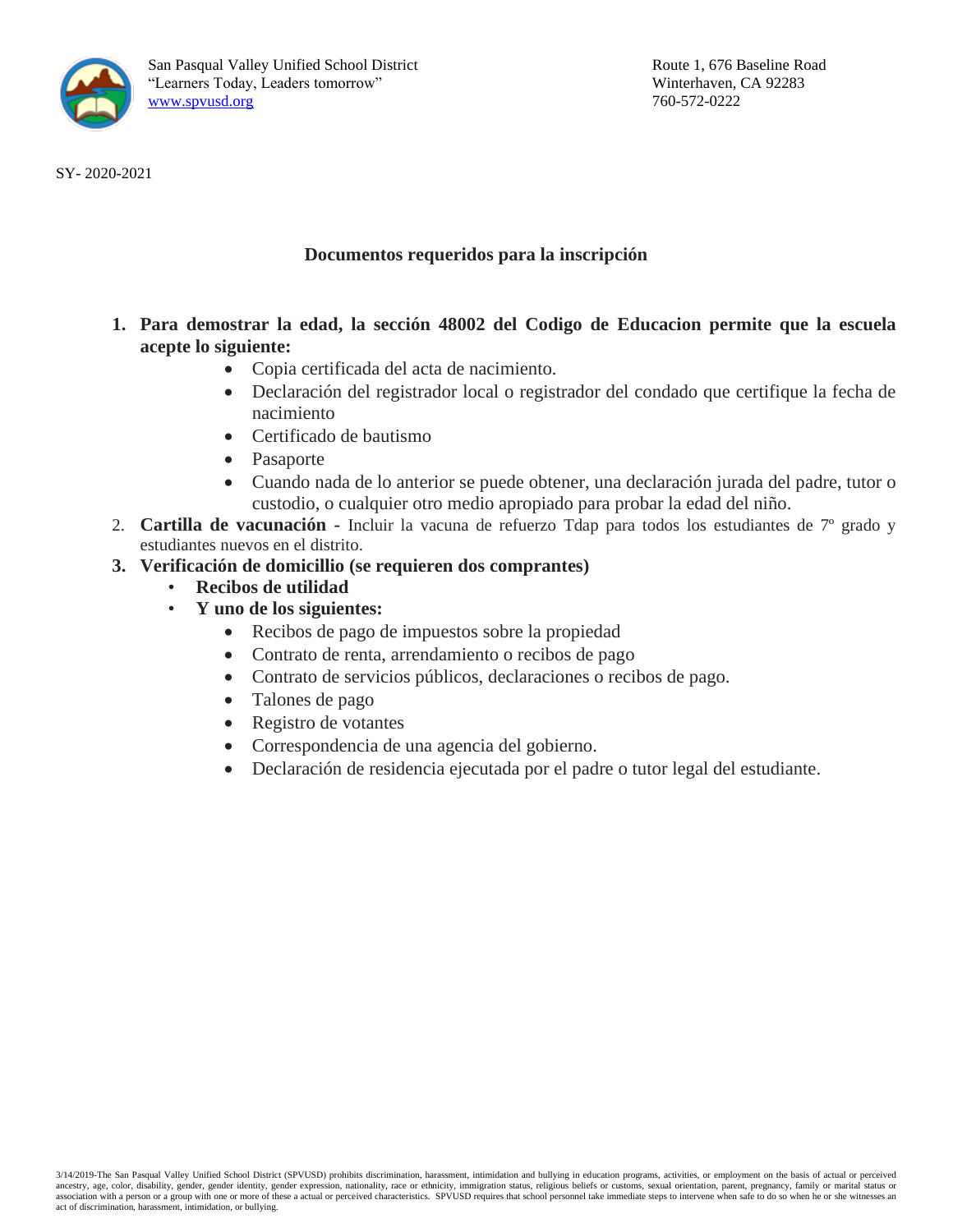San Pasqual Valley Unified School District
"Learners Today, Leaders tomorrow"
www.spvusd.org

Route 1, 676 Baseline Road
Winterhaven, CA 92283
760-572-0222

SY- 2020-2021

## Documentos requeridos para la inscripción

1. **Para demostrar la edad, la sección 48002 del Codigo de Educacion permite que la escuela acepte lo siguiente:**
    - Copia certificada del acta de nacimiento.
    - Declaración del registrador local o registrador del condado que certifique la fecha de nacimiento
    - Certificado de bautismo
    - Pasaporte
    - Cuando nada de lo anterior se puede obtener, una declaración jurada del padre, tutor o custodio, o cualquier otro medio apropiado para probar la edad del niño.
2. **Cartilla de vacunación -** Incluir la vacuna de refuerzo Tdap para todos los estudiantes de 7º grado y estudiantes nuevos en el distrito.
3. **Verificación de domicillio (se requieren dos comprantes)**
    - **Recibos de utilidad**
    - **Y uno de los siguientes:**
        - Recibos de pago de impuestos sobre la propiedad
        - Contrato de renta, arrendamiento o recibos de pago
        - Contrato de servicios públicos, declaraciones o recibos de pago.
        - Talones de pago
        - Registro de votantes
        - Correspondencia de una agencia del gobierno.
        - Declaración de residencia ejecutada por el padre o tutor legal del estudiante.

3/14/2019-The San Pasqual Valley Unified School District (SPVUSD) prohibits discrimination, harassment, intimidation and bullying in education programs, activities, or employment on the basis of actual or perceived ancestry, age, color, disability, gender, gender identity, gender expression, nationality, race or ethnicity, immigration status, religious beliefs or customs, sexual orientation, parent, pregnancy, family or marital status or association with a person or a group with one or more of these a actual or perceived characteristics. SPVUSD requires that school personnel take immediate steps to intervene when safe to do so when he or she witnesses an act of discrimination, harassment, intimidation, or bullying.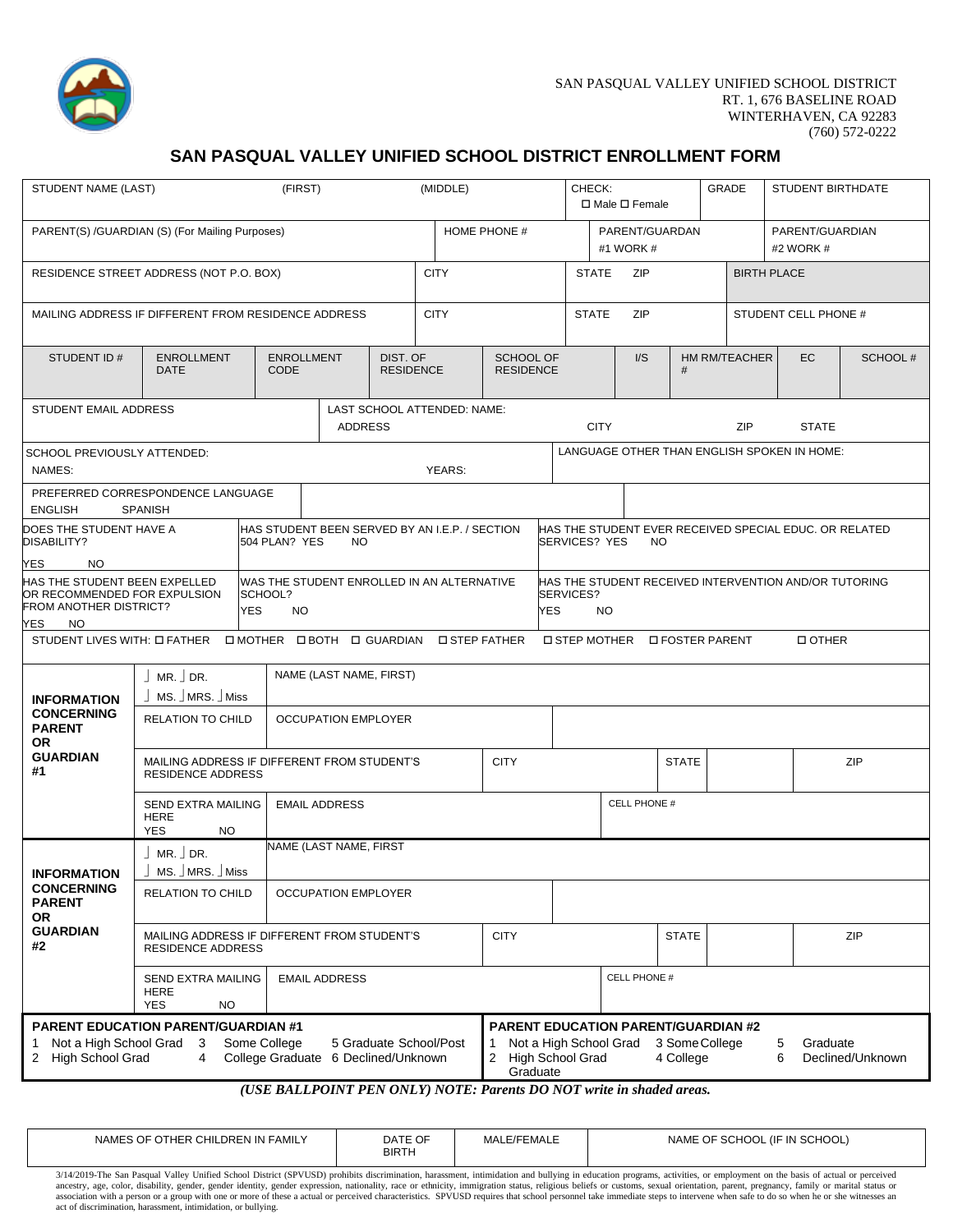SAN PASQUAL VALLEY UNIFIED SCHOOL DISTRICT
RT. 1, 676 BASELINE ROAD
WINTERHAVEN, CA 92283
(760) 572-0222

# SAN PASQUAL VALLEY UNIFIED SCHOOL DISTRICT ENROLLMENT FORM

| STUDENT NAME (LAST) | (FIRST) | (MIDDLE) | CHECK: ☐ Male ☐ Female | GRADE | STUDENT BIRTHDATE |
|---|---|---|---|---|---|
| | | | | | |

| PARENT(S) /GUARDIAN (S) (For Mailing Purposes) | HOME PHONE # | PARENT/GUARDAN #1 WORK # | PARENT/GUARDIAN #2 WORK # |
|---|---|---|---|
| | | | |

| RESIDENCE STREET ADDRESS (NOT P.O. BOX) | CITY | STATE | ZIP | BIRTH PLACE |
|---|---|---|---|---|
| | | | | |

| MAILING ADDRESS IF DIFFERENT FROM RESIDENCE ADDRESS | CITY | STATE | ZIP | STUDENT CELL PHONE # |
|---|---|---|---|---|
| | | | | |

| STUDENT ID # | ENROLLMENT DATE | ENROLLMENT CODE | DIST. OF RESIDENCE | SCHOOL OF RESIDENCE | I/S | HM RM/TEACHER # | EC | SCHOOL # |
|---|---|---|---|---|---|---|---|---|
| | | | | | | | | |

| STUDENT EMAIL ADDRESS | LAST SCHOOL ATTENDED: NAME: | | | |
|---|---|---|---|---|
| | ADDRESS | CITY | ZIP | STATE |

| SCHOOL PREVIOUSLY ATTENDED: NAMES: | YEARS: | LANGUAGE OTHER THAN ENGLISH SPOKEN IN HOME: |
|---|---|---|
| | | |

PREFERRED CORRESPONDENCE LANGUAGE
ENGLISH SPANISH

| DOES THE STUDENT HAVE A DISABILITY? YES NO | HAS STUDENT BEEN SERVED BY AN I.E.P. / SECTION 504 PLAN? YES NO | HAS THE STUDENT EVER RECEIVED SPECIAL EDUC. OR RELATED SERVICES? YES NO |
|---|---|---|
| HAS THE STUDENT BEEN EXPELLED OR RECOMMENDED FOR EXPULSION FROM ANOTHER DISTRICT? YES NO | WAS THE STUDENT ENROLLED IN AN ALTERNATIVE SCHOOL? YES NO | HAS THE STUDENT RECEIVED INTERVENTION AND/OR TUTORING SERVICES? YES NO |

STUDENT LIVES WITH: ☐ FATHER ☐ MOTHER ☐ BOTH ☐ GUARDIAN ☐ STEP FATHER ☐ STEP MOTHER ☐ FOSTER PARENT ☐ OTHER

| INFORMATION CONCERNING PARENT OR GUARDIAN #1 | | | | |
|---|---|---|---|---|
| ⌡ MR. ⌡ DR. ⌡ MS. ⌡ MRS. ⌡ Miss | NAME (LAST NAME, FIRST) | | | |
| RELATION TO CHILD | OCCUPATION EMPLOYER | | | |
| MAILING ADDRESS IF DIFFERENT FROM STUDENT'S RESIDENCE ADDRESS | | CITY | STATE | ZIP |
| SEND EXTRA MAILING HERE YES NO | EMAIL ADDRESS | | CELL PHONE # | |

| INFORMATION CONCERNING PARENT OR GUARDIAN #2 | | | | |
|---|---|---|---|---|
| ⌡ MR. ⌡ DR. ⌡ MS. ⌡ MRS. ⌡ Miss | NAME (LAST NAME, FIRST | | | |
| RELATION TO CHILD | OCCUPATION EMPLOYER | | | |
| MAILING ADDRESS IF DIFFERENT FROM STUDENT'S RESIDENCE ADDRESS | | CITY | STATE | ZIP |
| SEND EXTRA MAILING HERE YES NO | EMAIL ADDRESS | | CELL PHONE # | |

| PARENT EDUCATION PARENT/GUARDIAN #1 | PARENT EDUCATION PARENT/GUARDIAN #2 |
|---|---|
| 1 Not a High School Grad 3 Some College 5 Graduate School/Post<br>2 High School Grad 4 College Graduate 6 Declined/Unknown | 1 Not a High School Grad 3 Some College 5 Graduate<br>2 High School Grad 4 College Graduate 6 Declined/Unknown |

*(USE BALLPOINT PEN ONLY) NOTE: Parents DO NOT write in shaded areas.*

| NAMES OF OTHER CHILDREN IN FAMILY | DATE OF BIRTH | MALE/FEMALE | NAME OF SCHOOL (IF IN SCHOOL) |
|---|---|---|---|
| | | | |

3/14/2019-The San Pasqual Valley Unified School District (SPVUSD) prohibits discrimination, harassment, intimidation and bullying in education programs, activities, or employment on the basis of actual or perceived ancestry, age, color, disability, gender, gender identity, gender expression, nationality, race or ethnicity, immigration status, religious beliefs or customs, sexual orientation, parent, pregnancy, family or marital status or association with a person or a group with one or more of these a actual or perceived characteristics. SPVUSD requires that school personnel take immediate steps to intervene when safe to do so when he or she witnesses an act of discrimination, harassment, intimidation, or bullying.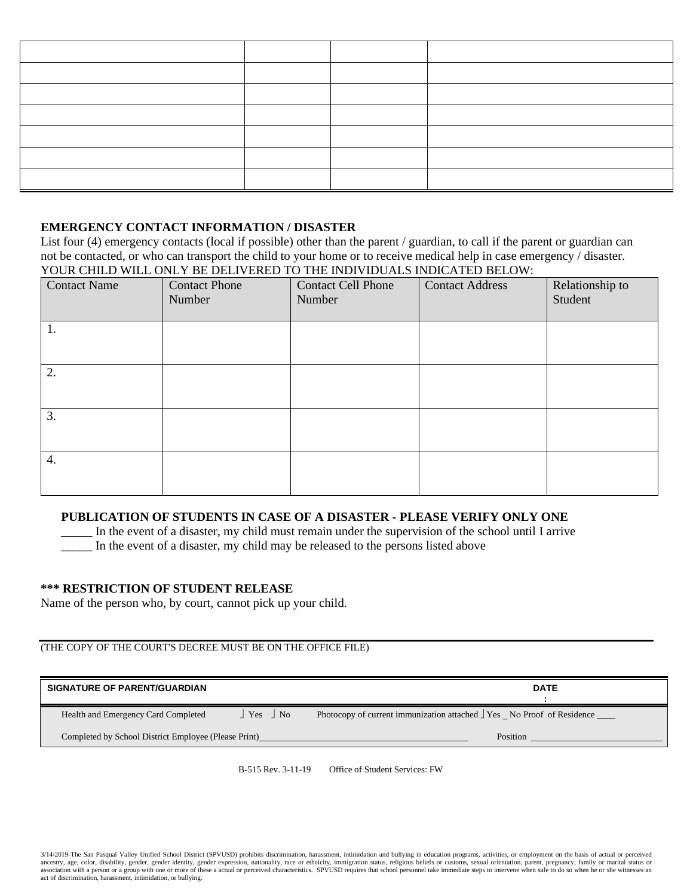| | | | |
|---|---|---|---|
| | | | |
| | | | |
| | | | |
| | | | |
| | | | |
| | | | |
| | | | |

**EMERGENCY CONTACT INFORMATION / DISASTER**

List four (4) emergency contacts (local if possible) other than the parent / guardian, to call if the parent or guardian can not be contacted, or who can transport the child to your home or to receive medical help in case emergency / disaster. YOUR CHILD WILL ONLY BE DELIVERED TO THE INDIVIDUALS INDICATED BELOW:

| Contact Name | Contact Phone Number | Contact Cell Phone Number | Contact Address | Relationship to Student |
|---|---|---|---|---|
| 1. | | | | |
| 2. | | | | |
| 3. | | | | |
| 4. | | | | |

**PUBLICATION OF STUDENTS IN CASE OF A DISASTER - PLEASE VERIFY ONLY ONE**

_____ In the event of a disaster, my child must remain under the supervision of the school until I arrive

_____ In the event of a disaster, my child may be released to the persons listed above

**\*\*\* RESTRICTION OF STUDENT RELEASE**

Name of the person who, by court, cannot pick up your child.

(THE COPY OF THE COURT'S DECREE MUST BE ON THE OFFICE FILE)

| SIGNATURE OF PARENT/GUARDIAN | DATE: |
|---|---|
| Health and Emergency Card Completed ⌋ Yes ⌋ No | Photocopy of current immunization attached ⌋ Yes _ No Proof of Residence ____ |
| Completed by School District Employee (Please Print) | Position |

B-515 Rev. 3-11-19 Office of Student Services: FW

3/14/2019-The San Pasqual Valley Unified School District (SPVUSD) prohibits discrimination, harassment, intimidation and bullying in education programs, activities, or employment on the basis of actual or perceived ancestry, age, color, disability, gender, gender identity, gender expression, nationality, race or ethnicity, immigration status, religious beliefs or customs, sexual orientation, parent, pregnancy, family or marital status or association with a person or a group with one or more of these a actual or perceived characteristics. SPVUSD requires that school personnel take immediate steps to intervene when safe to do so when he or she witnesses an act of discrimination, harassment, intimidation, or bullying.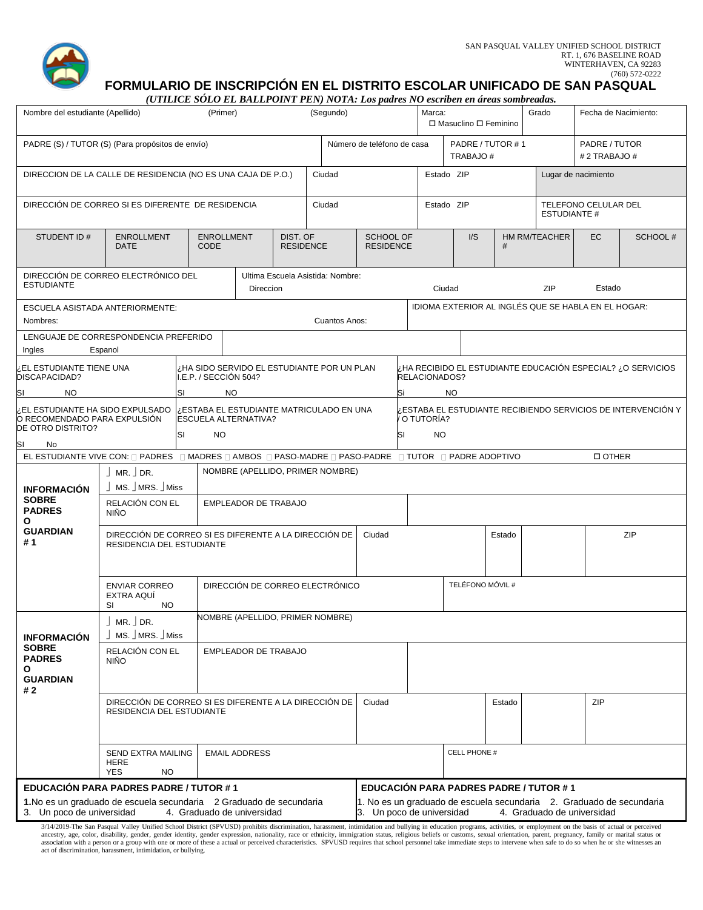SAN PASQUAL VALLEY UNIFIED SCHOOL DISTRICT
RT. 1, 676 BASELINE ROAD
WINTERHAVEN, CA 92283
(760) 572-0222

# FORMULARIO DE INSCRIPCIÓN EN EL DISTRITO ESCOLAR UNIFICADO DE SAN PASQUAL

*(UTILICE SÓLO EL BALLPOINT PEN) NOTA: Los padres NO escriben en áreas sombreadas.*

| Nombre del estudiante (Apellido) | (Primer) | (Segundo) | Marca: ☐ Masuclino ☐ Feminino | Grado | Fecha de Nacimiento: |
|---|---|---|---|---|---|

| PADRE (S) / TUTOR (S) (Para propósitos de envío) | Número de teléfono de casa | PADRE / TUTOR # 1 TRABAJO # | PADRE / TUTOR # 2 TRABAJO # |
|---|---|---|---|

| DIRECCION DE LA CALLE DE RESIDENCIA (NO ES UNA CAJA DE P.O.) | Ciudad | Estado ZIP | Lugar de nacimiento |
|---|---|---|---|
| DIRECCIÓN DE CORREO SI ES DIFERENTE DE RESIDENCIA | Ciudad | Estado ZIP | TELEFONO CELULAR DEL ESTUDIANTE # |

| STUDENT ID # | ENROLLMENT DATE | ENROLLMENT CODE | DIST. OF RESIDENCE | SCHOOL OF RESIDENCE | I/S | HM RM/TEACHER # | EC | SCHOOL # |
|---|---|---|---|---|---|---|---|---|

| DIRECCIÓN DE CORREO ELECTRÓNICO DEL ESTUDIANTE | Ultima Escuela Asistida: Nombre: Direccion | Ciudad | ZIP | Estado |
|---|---|---|---|---|

| ESCUELA ASISTADA ANTERIORMENTE: Nombres: | Cuantos Anos: | IDIOMA EXTERIOR AL INGLÉS QUE SE HABLA EN EL HOGAR: |
|---|---|---|

| LENGUAJE DE CORRESPONDENCIA PREFERIDO Ingles Espanol | | |
|---|---|---|

| ¿EL ESTUDIANTE TIENE UNA DISCAPACIDAD? SI NO | ¿HA SIDO SERVIDO EL ESTUDIANTE POR UN PLAN I.E.P. / SECCIÓN 504? SI NO | ¿HA RECIBIDO EL ESTUDIANTE EDUCACIÓN ESPECIAL? ¿O SERVICIOS RELACIONADOS? Si NO |
|---|---|---|
| ¿EL ESTUDIANTE HA SIDO EXPULSADO O RECOMENDADO PARA EXPULSIÓN DE OTRO DISTRITO? SI No | ¿ESTABA EL ESTUDIANTE MATRICULADO EN UNA ESCUELA ALTERNATIVA? SI NO | ¿ESTABA EL ESTUDIANTE RECIBIENDO SERVICIOS DE INTERVENCIÓN Y / O TUTORÍA? Si NO |

EL ESTUDIANTE VIVE CON: ☐ PADRES ☐ MADRES ☐ AMBOS ☐ PASO-MADRE ☐ PASO-PADRE ☐ TUTOR ☐ PADRE ADOPTIVO ☐ OTHER

| INFORMACIÓN SOBRE PADRES O GUARDIAN # 1 | | | | | |
|---|---|---|---|---|---|
| | ☐ MR. ☐ DR. ☐ MS. ☐ MRS. ☐ Miss | NOMBRE (APELLIDO, PRIMER NOMBRE) | | | |
| | RELACIÓN CON EL NIÑO | EMPLEADOR DE TRABAJO | | | |
| | DIRECCIÓN DE CORREO SI ES DIFERENTE A LA DIRECCIÓN DE RESIDENCIA DEL ESTUDIANTE | | Ciudad | Estado | ZIP |
| | ENVIAR CORREO EXTRA AQUÍ SI NO | DIRECCIÓN DE CORREO ELECTRÓNICO | | TELÉFONO MÓVIL # | |

| INFORMACIÓN SOBRE PADRES O GUARDIAN # 2 | | | | | |
|---|---|---|---|---|---|
| | ☐ MR. ☐ DR. ☐ MS. ☐ MRS. ☐ Miss | NOMBRE (APELLIDO, PRIMER NOMBRE) | | | |
| | RELACIÓN CON EL NIÑO | EMPLEADOR DE TRABAJO | | | |
| | DIRECCIÓN DE CORREO SI ES DIFERENTE A LA DIRECCIÓN DE RESIDENCIA DEL ESTUDIANTE | | Ciudad | Estado | ZIP |
| | SEND EXTRA MAILING HERE YES NO | EMAIL ADDRESS | | CELL PHONE # | |

| EDUCACIÓN PARA PADRES PADRE / TUTOR # 1 | EDUCACIÓN PARA PADRES PADRE / TUTOR # 1 |
|---|---|
| **1.** No es un graduado de escuela secundaria 2 Graduado de secundaria 3. Un poco de universidad 4. Graduado de universidad | 1. No es un graduado de escuela secundaria 2. Graduado de secundaria 3. Un poco de universidad 4. Graduado de universidad |

3/14/2019-The San Pasqual Valley Unified School District (SPVUSD) prohibits discrimination, harassment, intimidation and bullying in education programs, activities, or employment on the basis of actual or perceived ancestry, age, color, disability, gender, gender identity, gender expression, nationality, race or ethnicity, immigration status, religious beliefs or customs, sexual orientation, parent, pregnancy, family or marital status or association with a person or a group with one or more of these a actual or perceived characteristics. SPVUSD requires that school personnel take immediate steps to intervene when safe to do so when he or she witnesses an act of discrimination, harassment, intimidation, or bullying.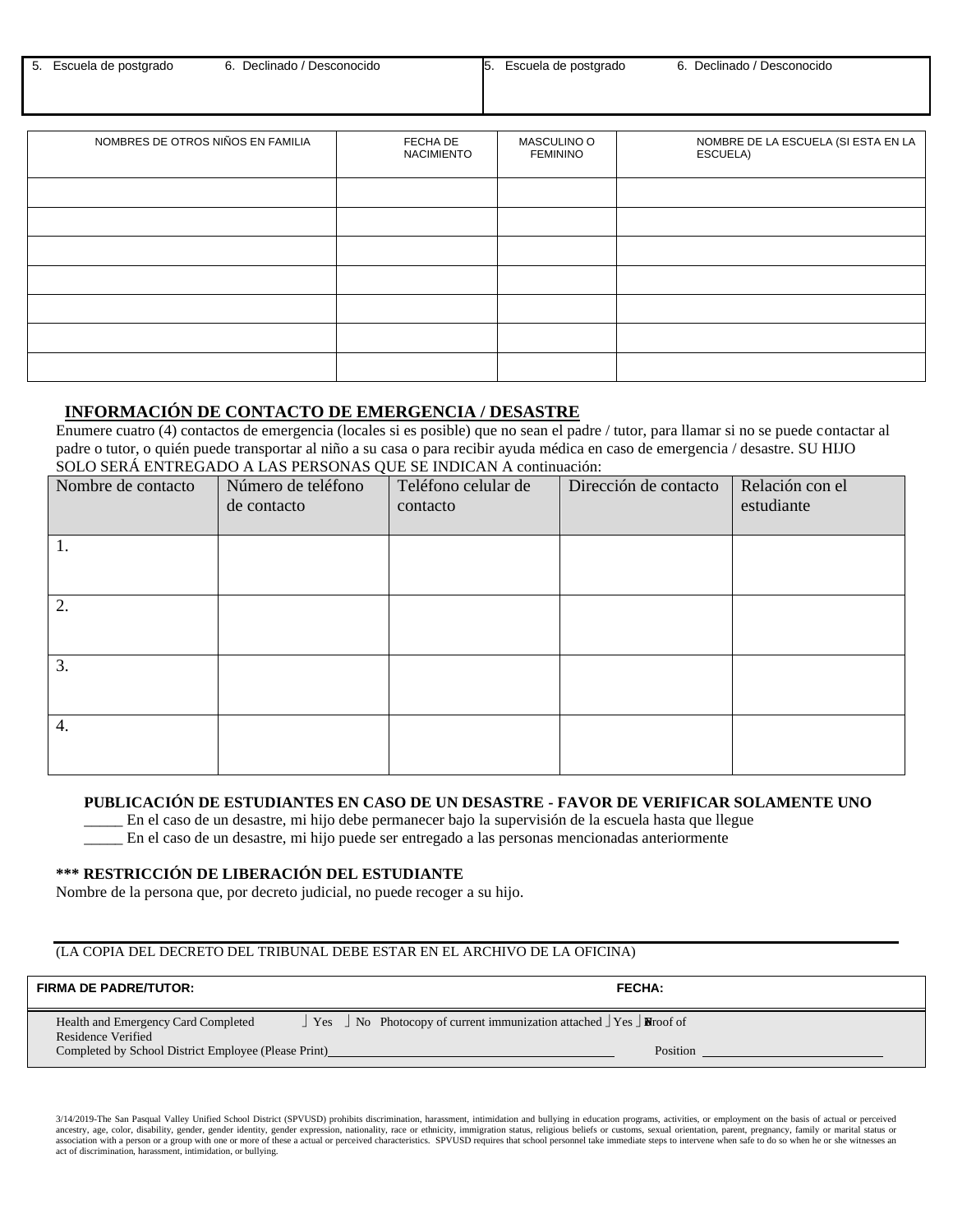| 5. Escuela de postgrado 6. Declinado / Desconocido | 5. Escuela de postgrado 6. Declinado / Desconocido |
|---|---|

| NOMBRES DE OTROS NIÑOS EN FAMILIA | FECHA DE NACIMIENTO | MASCULINO O FEMININO | NOMBRE DE LA ESCUELA (SI ESTA EN LA ESCUELA) |
|---|---|---|---|
| | | | |
| | | | |
| | | | |
| | | | |
| | | | |
| | | | |
| | | | |

## INFORMACIÓN DE CONTACTO DE EMERGENCIA / DESASTRE

Enumere cuatro (4) contactos de emergencia (locales si es posible) que no sean el padre / tutor, para llamar si no se puede contactar al padre o tutor, o quién puede transportar al niño a su casa o para recibir ayuda médica en caso de emergencia / desastre. SU HIJO SOLO SERÁ ENTREGADO A LAS PERSONAS QUE SE INDICAN A continuación:

| Nombre de contacto | Número de teléfono de contacto | Teléfono celular de contacto | Dirección de contacto | Relación con el estudiante |
|---|---|---|---|---|
| 1. | | | | |
| 2. | | | | |
| 3. | | | | |
| 4. | | | | |

**PUBLICACIÓN DE ESTUDIANTES EN CASO DE UN DESASTRE - FAVOR DE VERIFICAR SOLAMENTE UNO**

_____ En el caso de un desastre, mi hijo debe permanecer bajo la supervisión de la escuela hasta que llegue

_____ En el caso de un desastre, mi hijo puede ser entregado a las personas mencionadas anteriormente

**\*\*\* RESTRICCIÓN DE LIBERACIÓN DEL ESTUDIANTE**

Nombre de la persona que, por decreto judicial, no puede recoger a su hijo.

_______________________________________________

(LA COPIA DEL DECRETO DEL TRIBUNAL DEBE ESTAR EN EL ARCHIVO DE LA OFICINA)

| FIRMA DE PADRE/TUTOR: | FECHA: |
|---|---|

Health and Emergency Card Completed ⌋ Yes ⌋ No Photocopy of current immunization attached ⌋ Yes ⌋ No Proof of Residence Verified

Completed by School District Employee (Please Print)_______________________________ Position _______________________

3/14/2019-The San Pasqual Valley Unified School District (SPVUSD) prohibits discrimination, harassment, intimidation and bullying in education programs, activities, or employment on the basis of actual or perceived ancestry, age, color, disability, gender, gender identity, gender expression, nationality, race or ethnicity, immigration status, religious beliefs or customs, sexual orientation, parent, pregnancy, family or marital status or association with a person or a group with one or more of these a actual or perceived characteristics. SPVUSD requires that school personnel take immediate steps to intervene when safe to do so when he or she witnesses an act of discrimination, harassment, intimidation, or bullying.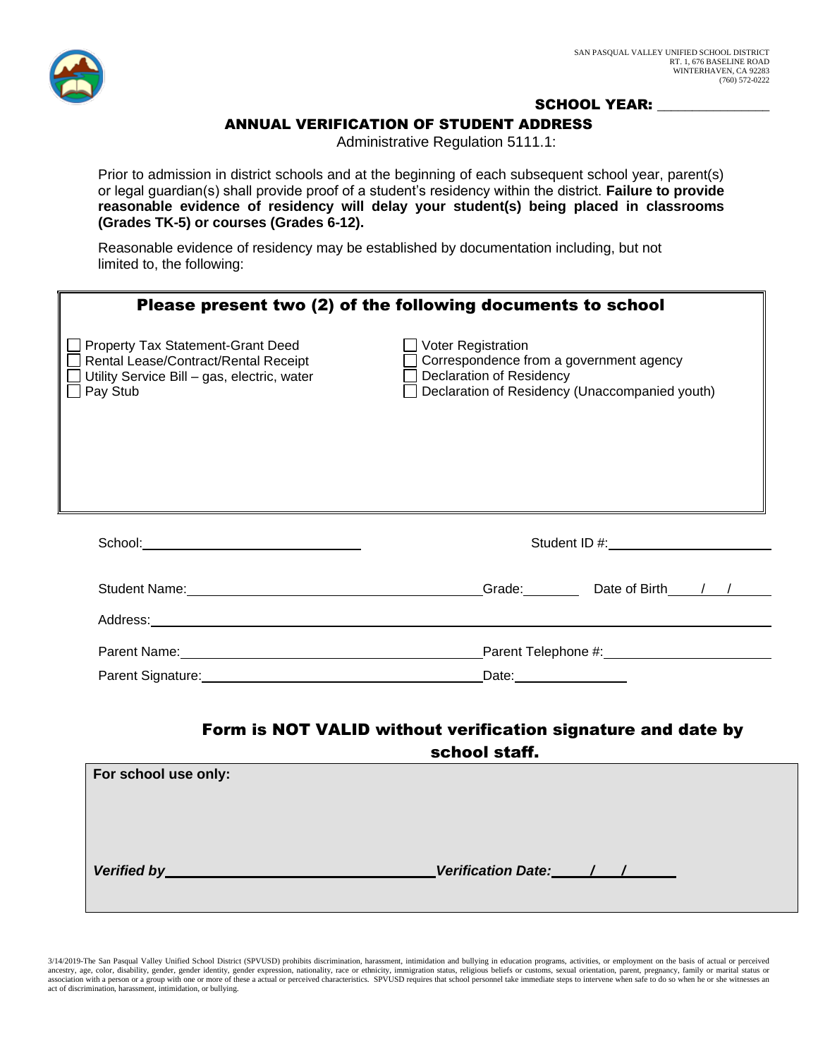SAN PASQUAL VALLEY UNIFIED SCHOOL DISTRICT
RT. 1, 676 BASELINE ROAD
WINTERHAVEN, CA 92283
(760) 572-0222

**SCHOOL YEAR: ______________**

## ANNUAL VERIFICATION OF STUDENT ADDRESS

Administrative Regulation 5111.1:

Prior to admission in district schools and at the beginning of each subsequent school year, parent(s) or legal guardian(s) shall provide proof of a student's residency within the district. **Failure to provide reasonable evidence of residency will delay your student(s) being placed in classrooms (Grades TK-5) or courses (Grades 6-12).**

Reasonable evidence of residency may be established by documentation including, but not limited to, the following:

### Please present two (2) of the following documents to school

- ☐ Property Tax Statement-Grant Deed
- ☐ Rental Lease/Contract/Rental Receipt
- ☐ Utility Service Bill – gas, electric, water
- ☐ Pay Stub
- ☐ Voter Registration
- ☐ Correspondence from a government agency
- ☐ Declaration of Residency
- ☐ Declaration of Residency (Unaccompanied youth)

School: ______________________________ Student ID #: ______________________

Student Name: ______________________________ Grade: ________ Date of Birth ____/____/____

Address: ______________________________________________________________

Parent Name: ______________________________ Parent Telephone #: ______________________

Parent Signature: ______________________________ Date: ______________

**Form is NOT VALID without verification signature and date by school staff.**

**For school use only:**

***Verified by*** ______________________________ ***Verification Date:*** ____/____/____

3/14/2019-The San Pasqual Valley Unified School District (SPVUSD) prohibits discrimination, harassment, intimidation and bullying in education programs, activities, or employment on the basis of actual or perceived ancestry, age, color, disability, gender, gender identity, gender expression, nationality, race or ethnicity, immigration status, religious beliefs or customs, sexual orientation, parent, pregnancy, family or marital status or association with a person or a group with one or more of these a actual or perceived characteristics. SPVUSD requires that school personnel take immediate steps to intervene when safe to do so when he or she witnesses an act of discrimination, harassment, intimidation, or bullying.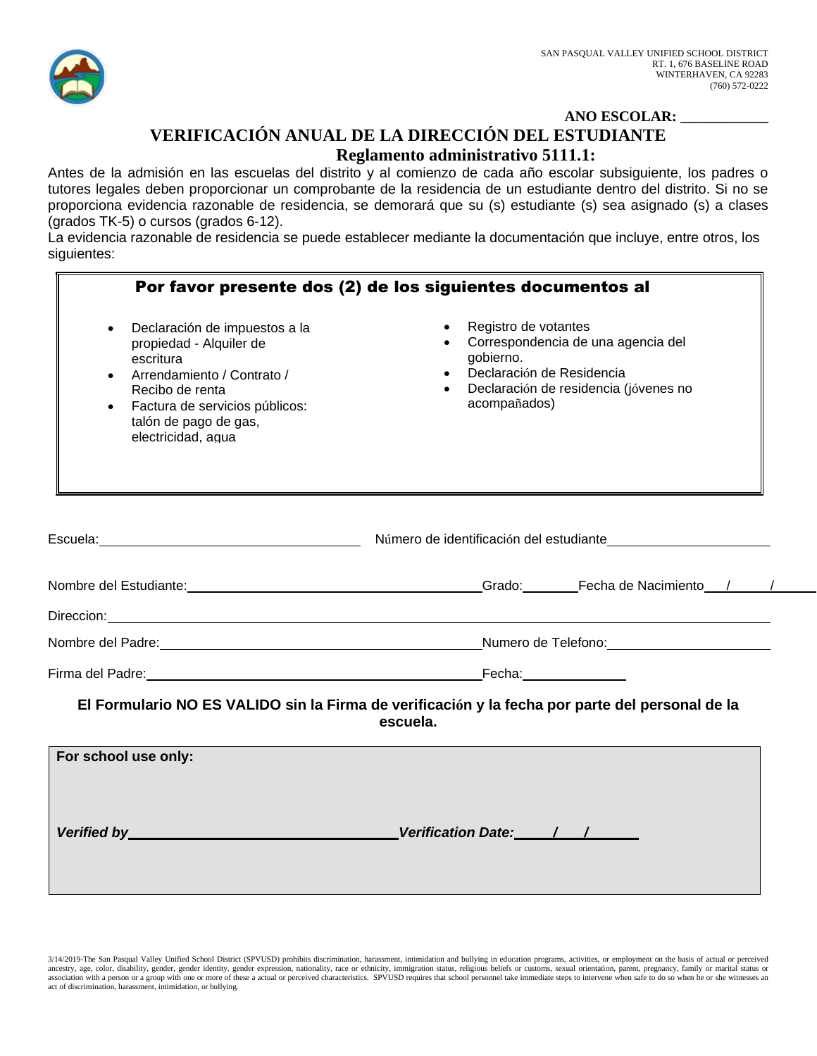SAN PASQUAL VALLEY UNIFIED SCHOOL DISTRICT
RT. 1, 676 BASELINE ROAD
WINTERHAVEN, CA 92283
(760) 572-0222

**ANO ESCOLAR: ___________**

# VERIFICACIÓN ANUAL DE LA DIRECCIÓN DEL ESTUDIANTE

## Reglamento administrativo 5111.1:

Antes de la admisión en las escuelas del distrito y al comienzo de cada año escolar subsiguiente, los padres o tutores legales deben proporcionar un comprobante de la residencia de un estudiante dentro del distrito. Si no se proporciona evidencia razonable de residencia, se demorará que su (s) estudiante (s) sea asignado (s) a clases (grados TK-5) o cursos (grados 6-12).

La evidencia razonable de residencia se puede establecer mediante la documentación que incluye, entre otros, los siguientes:

**Por favor presente dos (2) de los siguientes documentos al**

- Declaración de impuestos a la propiedad - Alquiler de escritura
- Arrendamiento / Contrato / Recibo de renta
- Factura de servicios públicos: talón de pago de gas, electricidad, agua
- Registro de votantes
- Correspondencia de una agencia del gobierno.
- Declaración de Residencia
- Declaración de residencia (jóvenes no acompañados)

Escuela:_________________________ Número de identificación del estudiante_________________________

Nombre del Estudiante:_________________________ Grado:_______ Fecha de Nacimiento___/___/___

Direccion:_________________________

Nombre del Padre:_________________________ Numero de Telefono:_________________________

Firma del Padre:_________________________ Fecha:_____________

**El Formulario NO ES VALIDO sin la Firma de verificación y la fecha por parte del personal de la escuela.**

**For school use only:**

***Verified by*** _________________________ ***Verification Date:*** ___/___/______

3/14/2019-The San Pasqual Valley Unified School District (SPVUSD) prohibits discrimination, harassment, intimidation and bullying in education programs, activities, or employment on the basis of actual or perceived ancestry, age, color, disability, gender, gender identity, gender expression, nationality, race or ethnicity, immigration status, religious beliefs or customs, sexual orientation, parent, pregnancy, family or marital status or association with a person or a group with one or more of these a actual or perceived characteristics. SPVUSD requires that school personnel take immediate steps to intervene when safe to do so when he or she witnesses an act of discrimination, harassment, intimidation, or bullying.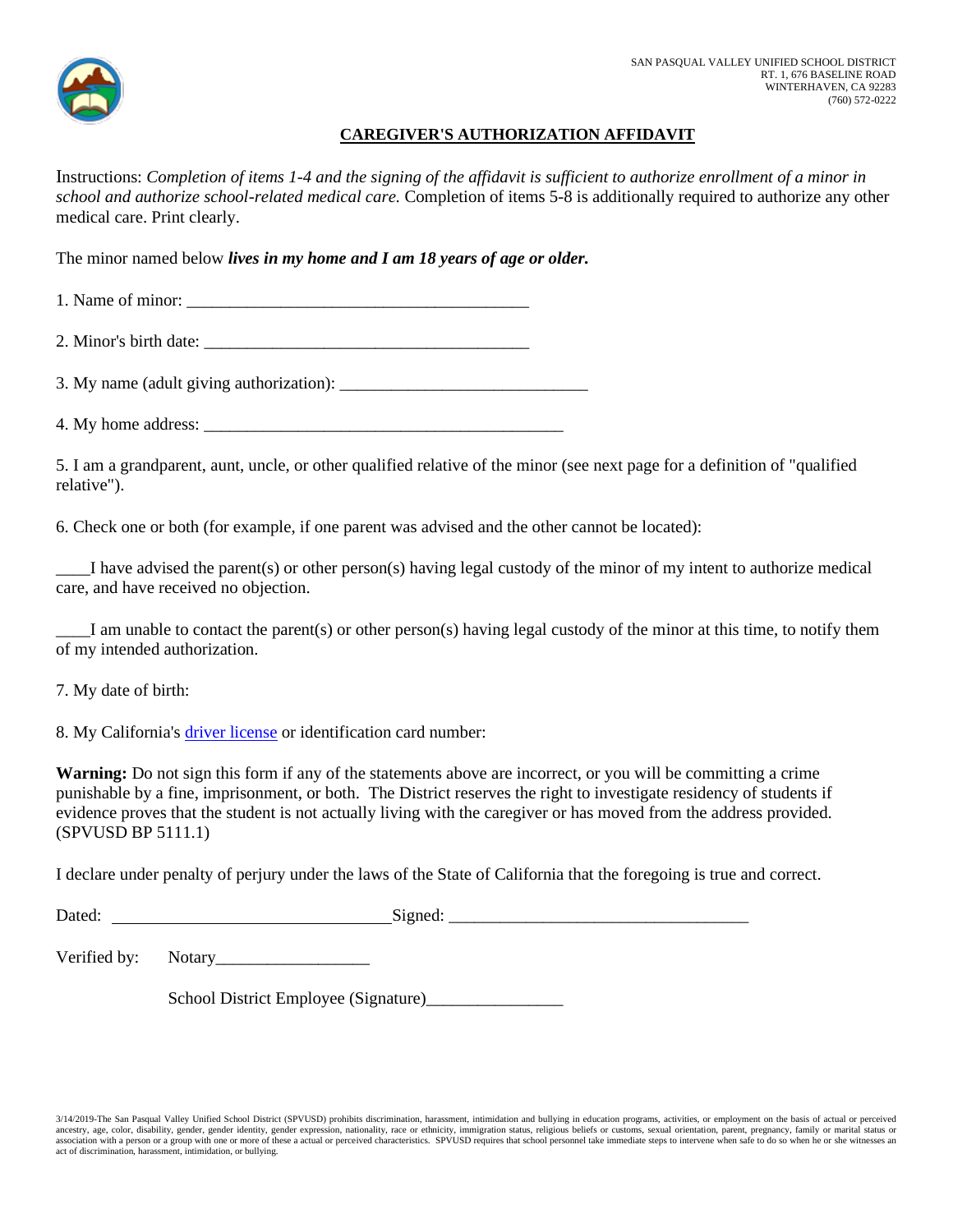SAN PASQUAL VALLEY UNIFIED SCHOOL DISTRICT
RT. 1, 676 BASELINE ROAD
WINTERHAVEN, CA 92283
(760) 572-0222

## CAREGIVER'S AUTHORIZATION AFFIDAVIT

Instructions: *Completion of items 1-4 and the signing of the affidavit is sufficient to authorize enrollment of a minor in school and authorize school-related medical care.* Completion of items 5-8 is additionally required to authorize any other medical care. Print clearly.

The minor named below ***lives in my home and I am 18 years of age or older.***

1. Name of minor: ________________________________________

2. Minor's birth date: ______________________________________

3. My name (adult giving authorization): _____________________________

4. My home address: ___________________________________________

5. I am a grandparent, aunt, uncle, or other qualified relative of the minor (see next page for a definition of "qualified relative").

6. Check one or both (for example, if one parent was advised and the other cannot be located):

____I have advised the parent(s) or other person(s) having legal custody of the minor of my intent to authorize medical care, and have received no objection.

____I am unable to contact the parent(s) or other person(s) having legal custody of the minor at this time, to notify them of my intended authorization.

7. My date of birth:

8. My California's driver license or identification card number:

**Warning:** Do not sign this form if any of the statements above are incorrect, or you will be committing a crime punishable by a fine, imprisonment, or both. The District reserves the right to investigate residency of students if evidence proves that the student is not actually living with the caregiver or has moved from the address provided. (SPVUSD BP 5111.1)

I declare under penalty of perjury under the laws of the State of California that the foregoing is true and correct.

Dated: ________________________________ Signed: ___________________________________

Verified by: Notary__________________

School District Employee (Signature)________________

3/14/2019-The San Pasqual Valley Unified School District (SPVUSD) prohibits discrimination, harassment, intimidation and bullying in education programs, activities, or employment on the basis of actual or perceived ancestry, age, color, disability, gender, gender identity, gender expression, nationality, race or ethnicity, immigration status, religious beliefs or customs, sexual orientation, parent, pregnancy, family or marital status or association with a person or a group with one or more of these a actual or perceived characteristics. SPVUSD requires that school personnel take immediate steps to intervene when safe to do so when he or she witnesses an act of discrimination, harassment, intimidation, or bullying.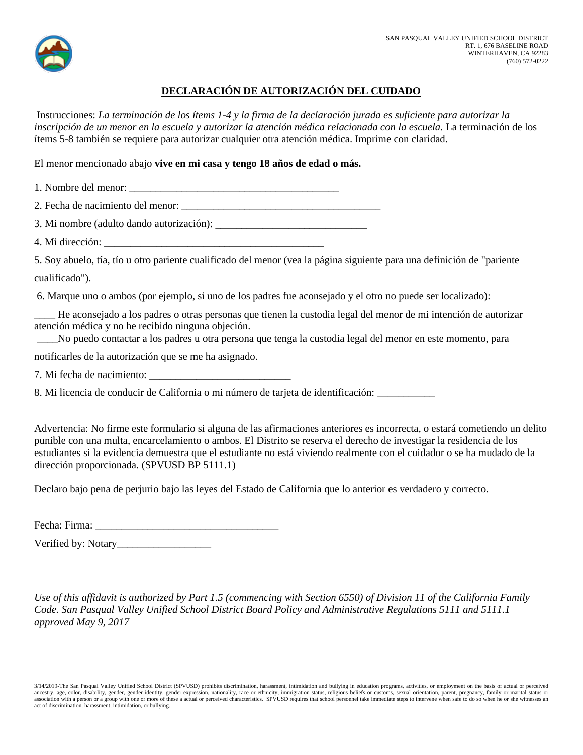SAN PASQUAL VALLEY UNIFIED SCHOOL DISTRICT
RT. 1, 676 BASELINE ROAD
WINTERHAVEN, CA 92283
(760) 572-0222

## DECLARACIÓN DE AUTORIZACIÓN DEL CUIDADO

Instrucciones: *La terminación de los ítems 1-4 y la firma de la declaración jurada es suficiente para autorizar la inscripción de un menor en la escuela y autorizar la atención médica relacionada con la escuela.* La terminación de los ítems 5-8 también se requiere para autorizar cualquier otra atención médica. Imprime con claridad.

El menor mencionado abajo **vive en mi casa y tengo 18 años de edad o más.**

1. Nombre del menor: ________________________________________

2. Fecha de nacimiento del menor: ______________________________________

3. Mi nombre (adulto dando autorización): _____________________________

4. Mi dirección: __________________________________________

5. Soy abuelo, tía, tío u otro pariente cualificado del menor (vea la página siguiente para una definición de "pariente cualificado").

6. Marque uno o ambos (por ejemplo, si uno de los padres fue aconsejado y el otro no puede ser localizado):

____ He aconsejado a los padres o otras personas que tienen la custodia legal del menor de mi intención de autorizar atención médica y no he recibido ninguna objeción.

____No puedo contactar a los padres u otra persona que tenga la custodia legal del menor en este momento, para notificarles de la autorización que se me ha asignado.

7. Mi fecha de nacimiento: ___________________________

8. Mi licencia de conducir de California o mi número de tarjeta de identificación: ___________

Advertencia: No firme este formulario si alguna de las afirmaciones anteriores es incorrecta, o estará cometiendo un delito punible con una multa, encarcelamiento o ambos. El Distrito se reserva el derecho de investigar la residencia de los estudiantes si la evidencia demuestra que el estudiante no está viviendo realmente con el cuidador o se ha mudado de la dirección proporcionada. (SPVUSD BP 5111.1)

Declaro bajo pena de perjurio bajo las leyes del Estado de California que lo anterior es verdadero y correcto.

Fecha: Firma: ___________________________________

Verified by: Notary__________________

*Use of this affidavit is authorized by Part 1.5 (commencing with Section 6550) of Division 11 of the California Family Code. San Pasqual Valley Unified School District Board Policy and Administrative Regulations 5111 and 5111.1 approved May 9, 2017*

3/14/2019-The San Pasqual Valley Unified School District (SPVUSD) prohibits discrimination, harassment, intimidation and bullying in education programs, activities, or employment on the basis of actual or perceived ancestry, age, color, disability, gender, gender identity, gender expression, nationality, race or ethnicity, immigration status, religious beliefs or customs, sexual orientation, parent, pregnancy, family or marital status or association with a person or a group with one or more of these a actual or perceived characteristics. SPVUSD requires that school personnel take immediate steps to intervene when safe to do so when he or she witnesses an act of discrimination, harassment, intimidation, or bullying.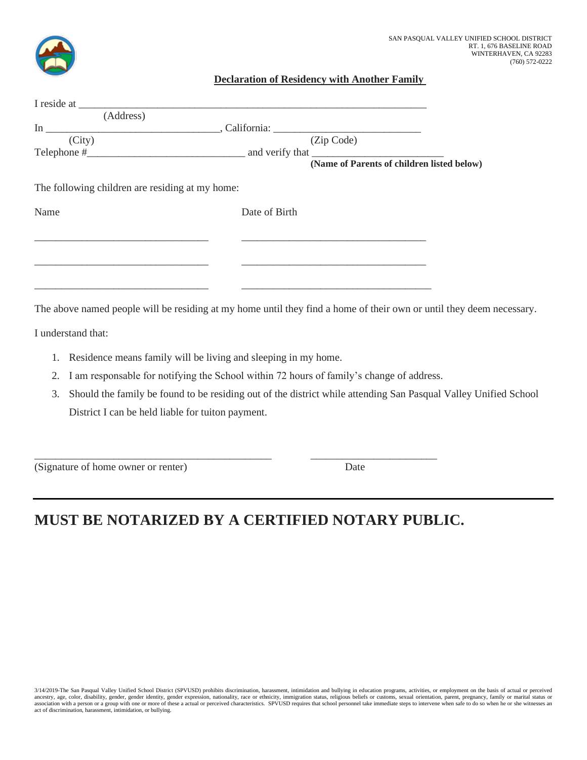SAN PASQUAL VALLEY UNIFIED SCHOOL DISTRICT
RT. 1, 676 BASELINE ROAD
WINTERHAVEN, CA 92283
(760) 572-0222

## Declaration of Residency with Another Family

I reside at ______________________________________________________________________
(Address)

In _________________________________, California: ___________________________
(City) (Zip Code)

Telephone #______________________________ and verify that _________________________
**(Name of Parents of children listed below)**

The following children are residing at my home:

| Name | Date of Birth |
|---|---|
| _________________________________ | ___________________________________ |
| _________________________________ | ___________________________________ |
| _________________________________ | ___________________________________ |

The above named people will be residing at my home until they find a home of their own or until they deem necessary.

I understand that:

1. Residence means family will be living and sleeping in my home.
2. I am responsable for notifying the School within 72 hours of family's change of address.
3. Should the family be found to be residing out of the district while attending San Pasqual Valley Unified School District I can be held liable for tuiton payment.

_____________________________________________ _______________________
(Signature of home owner or renter) Date

# MUST BE NOTARIZED BY A CERTIFIED NOTARY PUBLIC.

3/14/2019-The San Pasqual Valley Unified School District (SPVUSD) prohibits discrimination, harassment, intimidation and bullying in education programs, activities, or employment on the basis of actual or perceived ancestry, age, color, disability, gender, gender identity, gender expression, nationality, race or ethnicity, immigration status, religious beliefs or customs, sexual orientation, parent, pregnancy, family or marital status or association with a person or a group with one or more of these a actual or perceived characteristics. SPVUSD requires that school personnel take immediate steps to intervene when safe to do so when he or she witnesses an act of discrimination, harassment, intimidation, or bullying.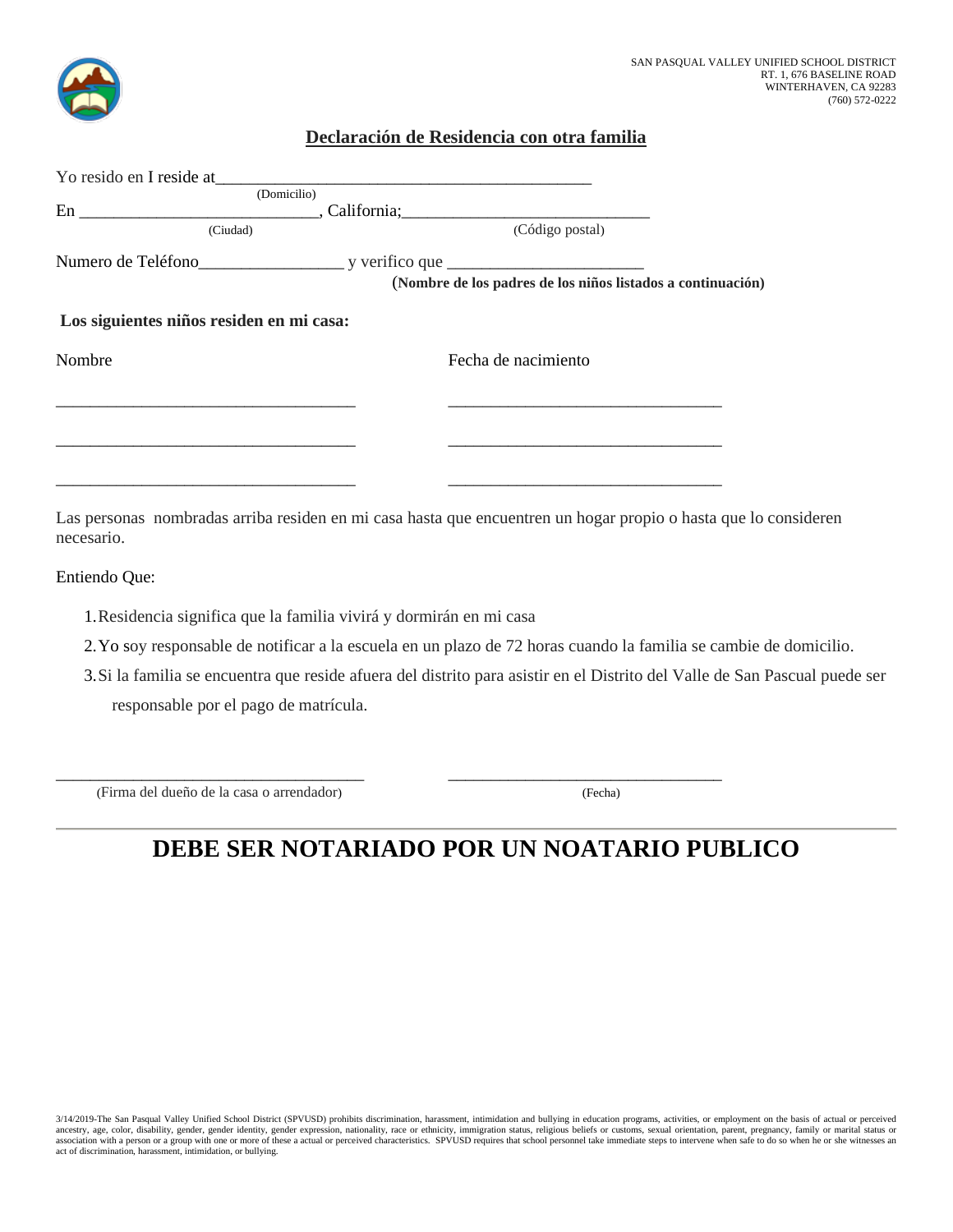SAN PASQUAL VALLEY UNIFIED SCHOOL DISTRICT
RT. 1, 676 BASELINE ROAD
WINTERHAVEN, CA 92283
(760) 572-0222

## Declaración de Residencia con otra familia

Yo resido en I reside at_____________________________________________
(Domicilio)

En ____________________________, California;_____________________________
(Ciudad) (Código postal)

Numero de Teléfono_________________ y verifico que _______________________
**(Nombre de los padres de los niños listados a continuación)**

**Los siguientes niños residen en mi casa:**

| Nombre | Fecha de nacimiento |
|---|---|
| ___________________________________ | ________________________________ |
| ___________________________________ | ________________________________ |
| ___________________________________ | ________________________________ |

Las personas nombradas arriba residen en mi casa hasta que encuentren un hogar propio o hasta que lo consideren necesario.

Entiendo Que:

1. Residencia significa que la familia vivirá y dormirán en mi casa
2. Yo soy responsable de notificar a la escuela en un plazo de 72 horas cuando la familia se cambie de domicilio.
3. Si la familia se encuentra que reside afuera del distrito para asistir en el Distrito del Valle de San Pascual puede ser responsable por el pago de matrícula.

____________________________________ ________________________________
(Firma del dueño de la casa o arrendador) (Fecha)

---

# DEBE SER NOTARIADO POR UN NOATARIO PUBLICO

3/14/2019-The San Pasqual Valley Unified School District (SPVUSD) prohibits discrimination, harassment, intimidation and bullying in education programs, activities, or employment on the basis of actual or perceived ancestry, age, color, disability, gender, gender identity, gender expression, nationality, race or ethnicity, immigration status, religious beliefs or customs, sexual orientation, parent, pregnancy, family or marital status or association with a person or a group with one or more of these a actual or perceived characteristics. SPVUSD requires that school personnel take immediate steps to intervene when safe to do so when he or she witnesses an act of discrimination, harassment, intimidation, or bullying.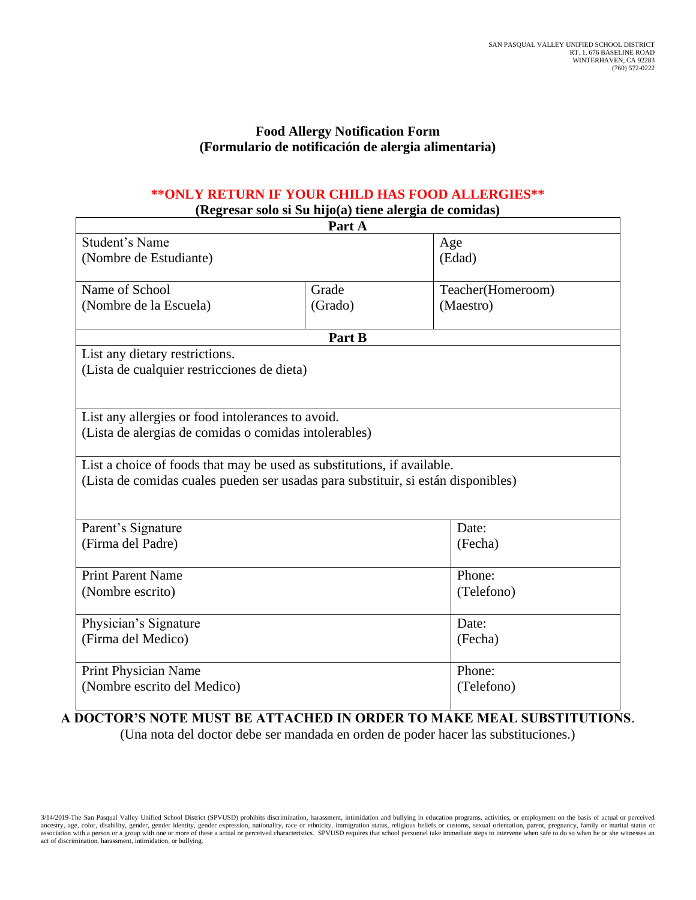SAN PASQUAL VALLEY UNIFIED SCHOOL DISTRICT
RT. 1, 676 BASELINE ROAD
WINTERHAVEN, CA 92283
(760) 572-0222

## Food Allergy Notification Form
## (Formulario de notificación de alergia alimentaria)

**\*\*ONLY RETURN IF YOUR CHILD HAS FOOD ALLERGIES\*\***

**(Regresar solo si Su hijo(a) tiene alergia de comidas)**

| **Part A** | | |
|---|---|---|
| Student's Name (Nombre de Estudiante) | | Age (Edad) |
| Name of School (Nombre de la Escuela) | Grade (Grado) | Teacher(Homeroom) (Maestro) |

| **Part B** | |
|---|---|
| List any dietary restrictions. (Lista de cualquier restricciones de dieta) | |
| List any allergies or food intolerances to avoid. (Lista de alergias de comidas o comidas intolerables) | |
| List a choice of foods that may be used as substitutions, if available. (Lista de comidas cuales pueden ser usadas para substituir, si están disponibles) | |
| Parent's Signature (Firma del Padre) | Date: (Fecha) |
| Print Parent Name (Nombre escrito) | Phone: (Telefono) |
| Physician's Signature (Firma del Medico) | Date: (Fecha) |
| Print Physician Name (Nombre escrito del Medico) | Phone: (Telefono) |

**A DOCTOR'S NOTE MUST BE ATTACHED IN ORDER TO MAKE MEAL SUBSTITUTIONS**.
(Una nota del doctor debe ser mandada en orden de poder hacer las substituciones.)

3/14/2019-The San Pasqual Valley Unified School District (SPVUSD) prohibits discrimination, harassment, intimidation and bullying in education programs, activities, or employment on the basis of actual or perceived ancestry, age, color, disability, gender, gender identity, gender expression, nationality, race or ethnicity, immigration status, religious beliefs or customs, sexual orientation, parent, pregnancy, family or marital status or association with a person or a group with one or more of these a actual or perceived characteristics. SPVUSD requires that school personnel take immediate steps to intervene when safe to do so when he or she witnesses an act of discrimination, harassment, intimidation, or bullying.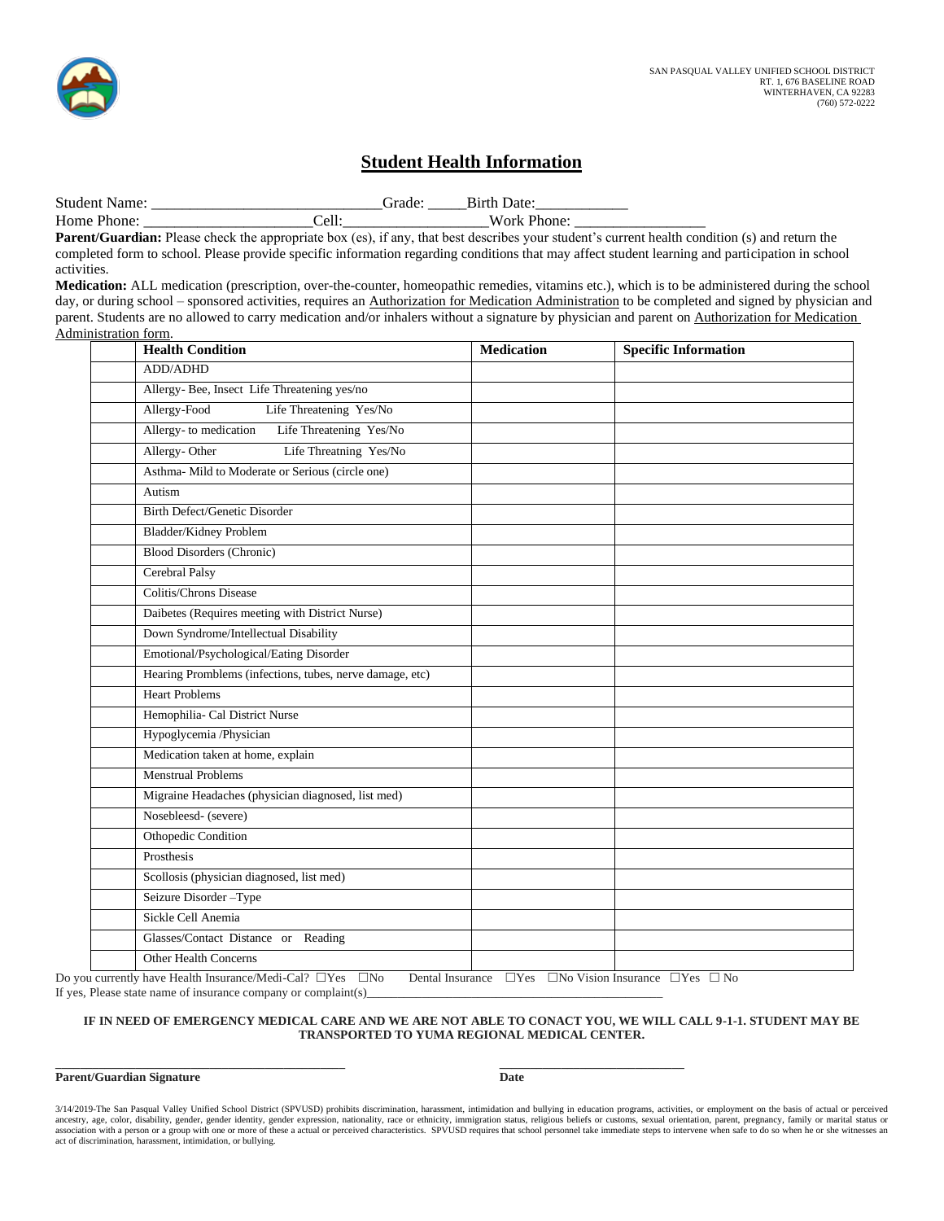SAN PASQUAL VALLEY UNIFIED SCHOOL DISTRICT
RT. 1, 676 BASELINE ROAD
WINTERHAVEN, CA 92283
(760) 572-0222

# Student Health Information

Student Name: _____________________________Grade: _____Birth Date:____________
Home Phone: _____________________Cell:__________________Work Phone: ________________

**Parent/Guardian:** Please check the appropriate box (es), if any, that best describes your student's current health condition (s) and return the completed form to school. Please provide specific information regarding conditions that may affect student learning and participation in school activities.

**Medication:** ALL medication (prescription, over-the-counter, homeopathic remedies, vitamins etc.), which is to be administered during the school day, or during school – sponsored activities, requires an Authorization for Medication Administration to be completed and signed by physician and parent. Students are no allowed to carry medication and/or inhalers without a signature by physician and parent on Authorization for Medication Administration form.

| | Health Condition | Medication | Specific Information |
|---|---|---|---|
| | ADD/ADHD | | |
| | Allergy- Bee, Insect Life Threatening yes/no | | |
| | Allergy-Food Life Threatening Yes/No | | |
| | Allergy- to medication Life Threatening Yes/No | | |
| | Allergy- Other Life Threatning Yes/No | | |
| | Asthma- Mild to Moderate or Serious (circle one) | | |
| | Autism | | |
| | Birth Defect/Genetic Disorder | | |
| | Bladder/Kidney Problem | | |
| | Blood Disorders (Chronic) | | |
| | Cerebral Palsy | | |
| | Colitis/Chrons Disease | | |
| | Daibetes (Requires meeting with District Nurse) | | |
| | Down Syndrome/Intellectual Disability | | |
| | Emotional/Psychological/Eating Disorder | | |
| | Hearing Promblems (infections, tubes, nerve damage, etc) | | |
| | Heart Problems | | |
| | Hemophilia- Cal District Nurse | | |
| | Hypoglycemia /Physician | | |
| | Medication taken at home, explain | | |
| | Menstrual Problems | | |
| | Migraine Headaches (physician diagnosed, list med) | | |
| | Nosebleesd- (severe) | | |
| | Othopedic Condition | | |
| | Prosthesis | | |
| | Scollosis (physician diagnosed, list med) | | |
| | Seizure Disorder –Type | | |
| | Sickle Cell Anemia | | |
| | Glasses/Contact Distance or Reading | | |
| | Other Health Concerns | | |

Do you currently have Health Insurance/Medi-Cal? ☐Yes ☐No Dental Insurance ☐Yes ☐No Vision Insurance ☐Yes ☐ No
If yes, Please state name of insurance company or complaint(s)_______________________________________________

**IF IN NEED OF EMERGENCY MEDICAL CARE AND WE ARE NOT ABLE TO CONACT YOU, WE WILL CALL 9-1-1. STUDENT MAY BE TRANSPORTED TO YUMA REGIONAL MEDICAL CENTER.**

_____________________________________________ ____________________________
**Parent/Guardian Signature** **Date**

3/14/2019-The San Pasqual Valley Unified School District (SPVUSD) prohibits discrimination, harassment, intimidation and bullying in education programs, activities, or employment on the basis of actual or perceived ancestry, age, color, disability, gender, gender identity, gender expression, nationality, race or ethnicity, immigration status, religious beliefs or customs, sexual orientation, parent, pregnancy, family or marital status or association with a person or a group with one or more of these a actual or perceived characteristics. SPVUSD requires that school personnel take immediate steps to intervene when safe to do so when he or she witnesses an act of discrimination, harassment, intimidation, or bullying.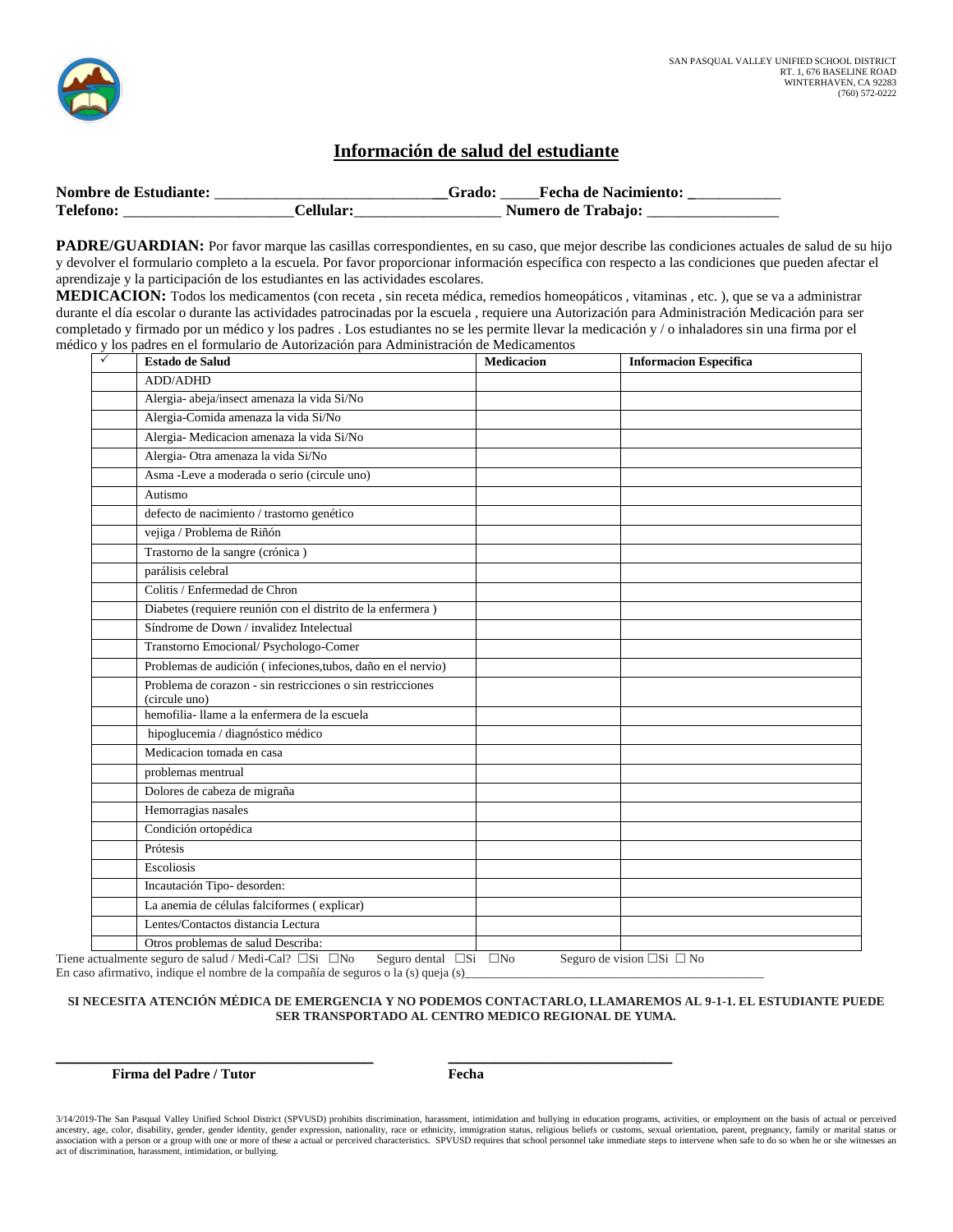SAN PASQUAL VALLEY UNIFIED SCHOOL DISTRICT
RT. 1, 676 BASELINE ROAD
WINTERHAVEN, CA 92283
(760) 572-0222

## Información de salud del estudiante

**Nombre de Estudiante:** ______________________________**Grado:** _____**Fecha de Nacimiento:** ____________
**Telefono:** ______________________**Cellular:**___________________ **Numero de Trabajo:** _________________

**PADRE/GUARDIAN:** Por favor marque las casillas correspondientes, en su caso, que mejor describe las condiciones actuales de salud de su hijo y devolver el formulario completo a la escuela. Por favor proporcionar información específica con respecto a las condiciones que pueden afectar el aprendizaje y la participación de los estudiantes en las actividades escolares.

**MEDICACION:** Todos los medicamentos (con receta , sin receta médica, remedios homeopáticos , vitaminas , etc. ), que se va a administrar durante el día escolar o durante las actividades patrocinadas por la escuela , requiere una Autorización para Administración Medicación para ser completado y firmado por un médico y los padres . Los estudiantes no se les permite llevar la medicación y / o inhaladores sin una firma por el médico y los padres en el formulario de Autorización para Administración de Medicamentos

| ✓ | Estado de Salud | Medicacion | Informacion Especifica |
|---|---|---|---|
| | ADD/ADHD | | |
| | Alergia- abeja/insect amenaza la vida Si/No | | |
| | Alergia-Comida amenaza la vida Si/No | | |
| | Alergia- Medicacion amenaza la vida Si/No | | |
| | Alergia- Otra amenaza la vida Si/No | | |
| | Asma -Leve a moderada o serio (circule uno) | | |
| | Autismo | | |
| | defecto de nacimiento / trastorno genético | | |
| | vejiga / Problema de Riñón | | |
| | Trastorno de la sangre (crónica ) | | |
| | parálisis celebral | | |
| | Colitis / Enfermedad de Chron | | |
| | Diabetes (requiere reunión con el distrito de la enfermera ) | | |
| | Síndrome de Down / invalidez Intelectual | | |
| | Transtorno Emocional/ Psychologo-Comer | | |
| | Problemas de audición ( infeciones,tubos, daño en el nervio) | | |
| | Problema de corazon - sin restricciones o sin restricciones (circule uno) | | |
| | hemofilia- llame a la enfermera de la escuela | | |
| | hipoglucemia / diagnóstico médico | | |
| | Medicacion tomada en casa | | |
| | problemas mentrual | | |
| | Dolores de cabeza de migraña | | |
| | Hemorragias nasales | | |
| | Condición ortopédica | | |
| | Prótesis | | |
| | Escoliosis | | |
| | Incautación Tipo- desorden: | | |
| | La anemia de células falciformes ( explicar) | | |
| | Lentes/Contactos distancia Lectura | | |
| | Otros problemas de salud Describa: | | |

Tiene actualmente seguro de salud / Medi-Cal? ☐Si ☐No    Seguro dental ☐Si ☐No    Seguro de vision ☐Si ☐ No
En caso afirmativo, indique el nombre de la compañía de seguros o la (s) queja (s)_______________________________________________

**SI NECESITA ATENCIÓN MÉDICA DE EMERGENCIA Y NO PODEMOS CONTACTARLO, LLAMAREMOS AL 9-1-1. EL ESTUDIANTE PUEDE SER TRANSPORTADO AL CENTRO MEDICO REGIONAL DE YUMA.**

_________________________________________    _______________________________
**Firma del Padre / Tutor**    **Fecha**

3/14/2019-The San Pasqual Valley Unified School District (SPVUSD) prohibits discrimination, harassment, intimidation and bullying in education programs, activities, or employment on the basis of actual or perceived ancestry, age, color, disability, gender, gender identity, gender expression, nationality, race or ethnicity, immigration status, religious beliefs or customs, sexual orientation, parent, pregnancy, family or marital status or association with a person or a group with one or more of these a actual or perceived characteristics. SPVUSD requires that school personnel take immediate steps to intervene when safe to do so when he or she witnesses an act of discrimination, harassment, intimidation, or bullying.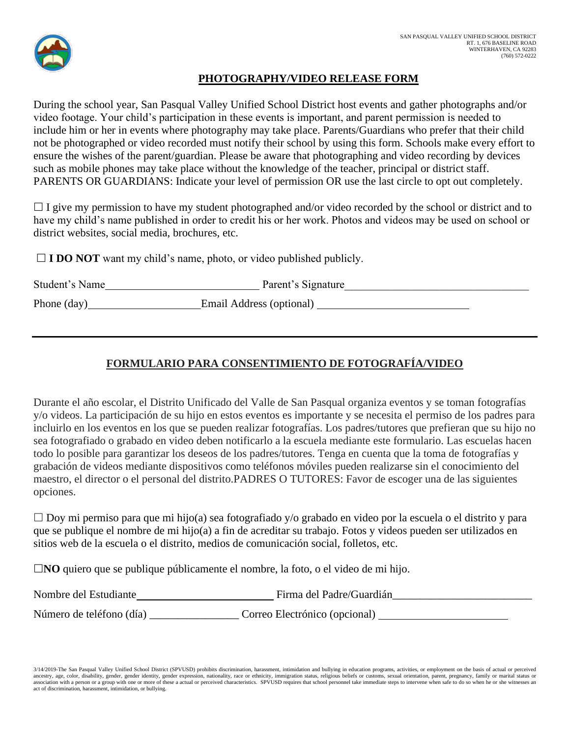SAN PASQUAL VALLEY UNIFIED SCHOOL DISTRICT
RT. 1, 676 BASELINE ROAD
WINTERHAVEN, CA 92283
(760) 572-0222

## PHOTOGRAPHY/VIDEO RELEASE FORM

During the school year, San Pasqual Valley Unified School District host events and gather photographs and/or video footage. Your child's participation in these events is important, and parent permission is needed to include him or her in events where photography may take place. Parents/Guardians who prefer that their child not be photographed or video recorded must notify their school by using this form. Schools make every effort to ensure the wishes of the parent/guardian. Please be aware that photographing and video recording by devices such as mobile phones may take place without the knowledge of the teacher, principal or district staff. PARENTS OR GUARDIANS: Indicate your level of permission OR use the last circle to opt out completely.

☐ I give my permission to have my student photographed and/or video recorded by the school or district and to have my child's name published in order to credit his or her work. Photos and videos may be used on school or district websites, social media, brochures, etc.

☐ **I DO NOT** want my child's name, photo, or video published publicly.

Student's Name___________________________ Parent's Signature_________________________________

Phone (day)____________________Email Address (optional) ___________________________

---

## FORMULARIO PARA CONSENTIMIENTO DE FOTOGRAFÍA/VIDEO

Durante el año escolar, el Distrito Unificado del Valle de San Pasqual organiza eventos y se toman fotografías y/o videos. La participación de su hijo en estos eventos es importante y se necesita el permiso de los padres para incluirlo en los eventos en los que se pueden realizar fotografías. Los padres/tutores que prefieran que su hijo no sea fotografiado o grabado en video deben notificarlo a la escuela mediante este formulario. Las escuelas hacen todo lo posible para garantizar los deseos de los padres/tutores. Tenga en cuenta que la toma de fotografías y grabación de videos mediante dispositivos como teléfonos móviles pueden realizarse sin el conocimiento del maestro, el director o el personal del distrito.PADRES O TUTORES: Favor de escoger una de las siguientes opciones.

☐ Doy mi permiso para que mi hijo(a) sea fotografiado y/o grabado en video por la escuela o el distrito y para que se publique el nombre de mi hijo(a) a fin de acreditar su trabajo. Fotos y videos pueden ser utilizados en sitios web de la escuela o el distrito, medios de comunicación social, folletos, etc.

☐**NO** quiero que se publique públicamente el nombre, la foto, o el video de mi hijo.

Nombre del Estudiante_________________________ Firma del Padre/Guardián_________________________

Número de teléfono (día) ________________ Correo Electrónico (opcional) _______________________

3/14/2019-The San Pasqual Valley Unified School District (SPVUSD) prohibits discrimination, harassment, intimidation and bullying in education programs, activities, or employment on the basis of actual or perceived ancestry, age, color, disability, gender, gender identity, gender expression, nationality, race or ethnicity, immigration status, religious beliefs or customs, sexual orientation, parent, pregnancy, family or marital status or association with a person or a group with one or more of these a actual or perceived characteristics. SPVUSD requires that school personnel take immediate steps to intervene when safe to do so when he or she witnesses an act of discrimination, harassment, intimidation, or bullying.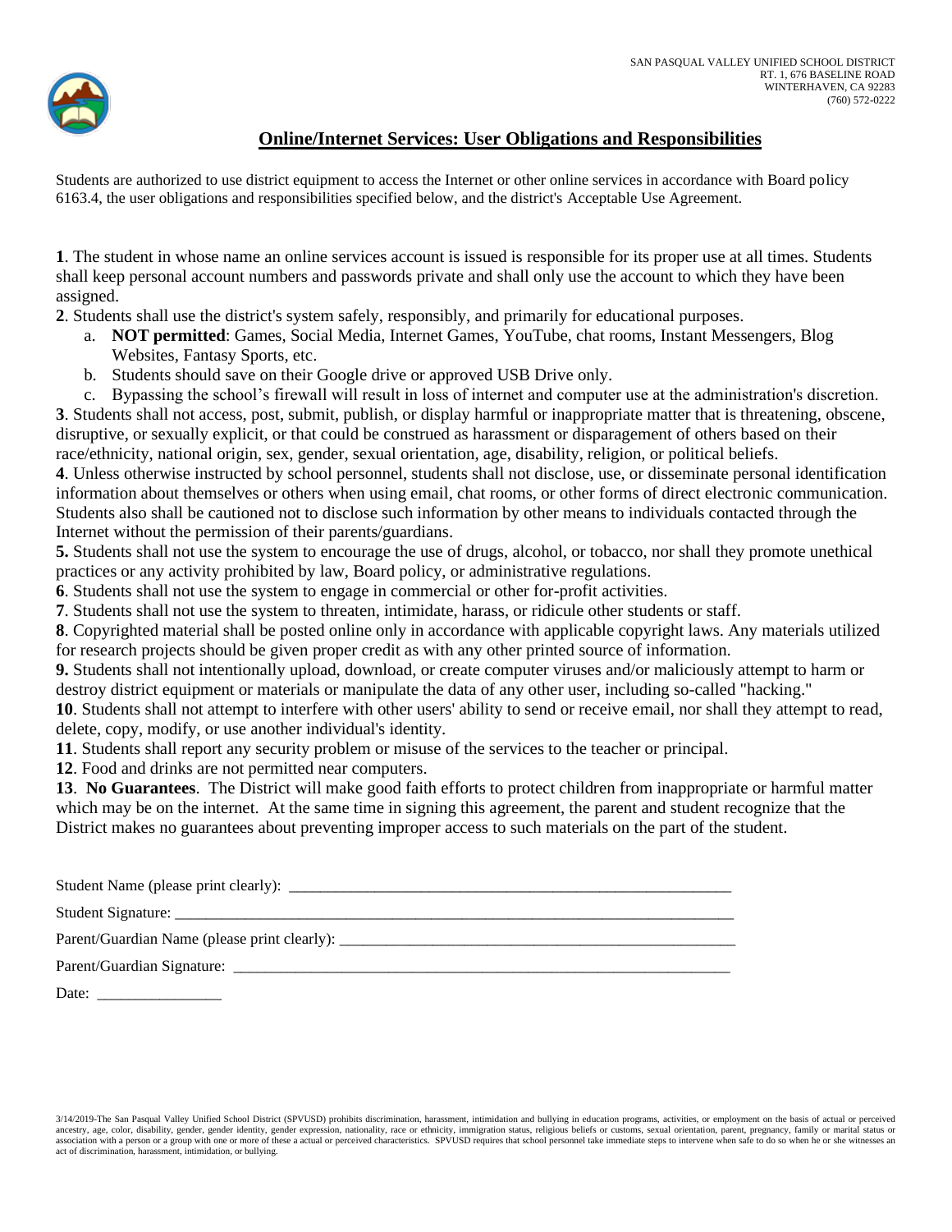SAN PASQUAL VALLEY UNIFIED SCHOOL DISTRICT
RT. 1, 676 BASELINE ROAD
WINTERHAVEN, CA 92283
(760) 572-0222

# Online/Internet Services: User Obligations and Responsibilities

Students are authorized to use district equipment to access the Internet or other online services in accordance with Board policy 6163.4, the user obligations and responsibilities specified below, and the district's Acceptable Use Agreement.

**1**. The student in whose name an online services account is issued is responsible for its proper use at all times. Students shall keep personal account numbers and passwords private and shall only use the account to which they have been assigned.

**2**. Students shall use the district's system safely, responsibly, and primarily for educational purposes.

a. **NOT permitted**: Games, Social Media, Internet Games, YouTube, chat rooms, Instant Messengers, Blog Websites, Fantasy Sports, etc.

b. Students should save on their Google drive or approved USB Drive only.

c. Bypassing the school's firewall will result in loss of internet and computer use at the administration's discretion.

**3**. Students shall not access, post, submit, publish, or display harmful or inappropriate matter that is threatening, obscene, disruptive, or sexually explicit, or that could be construed as harassment or disparagement of others based on their race/ethnicity, national origin, sex, gender, sexual orientation, age, disability, religion, or political beliefs.

**4**. Unless otherwise instructed by school personnel, students shall not disclose, use, or disseminate personal identification information about themselves or others when using email, chat rooms, or other forms of direct electronic communication. Students also shall be cautioned not to disclose such information by other means to individuals contacted through the Internet without the permission of their parents/guardians.

**5.** Students shall not use the system to encourage the use of drugs, alcohol, or tobacco, nor shall they promote unethical practices or any activity prohibited by law, Board policy, or administrative regulations.

**6**. Students shall not use the system to engage in commercial or other for-profit activities.

**7**. Students shall not use the system to threaten, intimidate, harass, or ridicule other students or staff.

**8**. Copyrighted material shall be posted online only in accordance with applicable copyright laws. Any materials utilized for research projects should be given proper credit as with any other printed source of information.

**9.** Students shall not intentionally upload, download, or create computer viruses and/or maliciously attempt to harm or destroy district equipment or materials or manipulate the data of any other user, including so-called "hacking."

**10**. Students shall not attempt to interfere with other users' ability to send or receive email, nor shall they attempt to read, delete, copy, modify, or use another individual's identity.

**11**. Students shall report any security problem or misuse of the services to the teacher or principal.

**12**. Food and drinks are not permitted near computers.

**13**. **No Guarantees**. The District will make good faith efforts to protect children from inappropriate or harmful matter which may be on the internet. At the same time in signing this agreement, the parent and student recognize that the District makes no guarantees about preventing improper access to such materials on the part of the student.

Student Name (please print clearly): ___________________________________________________________

Student Signature: ____________________________________________________________________________

Parent/Guardian Name (please print clearly): _____________________________________________________

Parent/Guardian Signature: ___________________________________________________________________

Date: ________________

3/14/2019-The San Pasqual Valley Unified School District (SPVUSD) prohibits discrimination, harassment, intimidation and bullying in education programs, activities, or employment on the basis of actual or perceived ancestry, age, color, disability, gender, gender identity, gender expression, nationality, race or ethnicity, immigration status, religious beliefs or customs, sexual orientation, parent, pregnancy, family or marital status or association with a person or a group with one or more of these a actual or perceived characteristics. SPVUSD requires that school personnel take immediate steps to intervene when safe to do so when he or she witnesses an act of discrimination, harassment, intimidation, or bullying.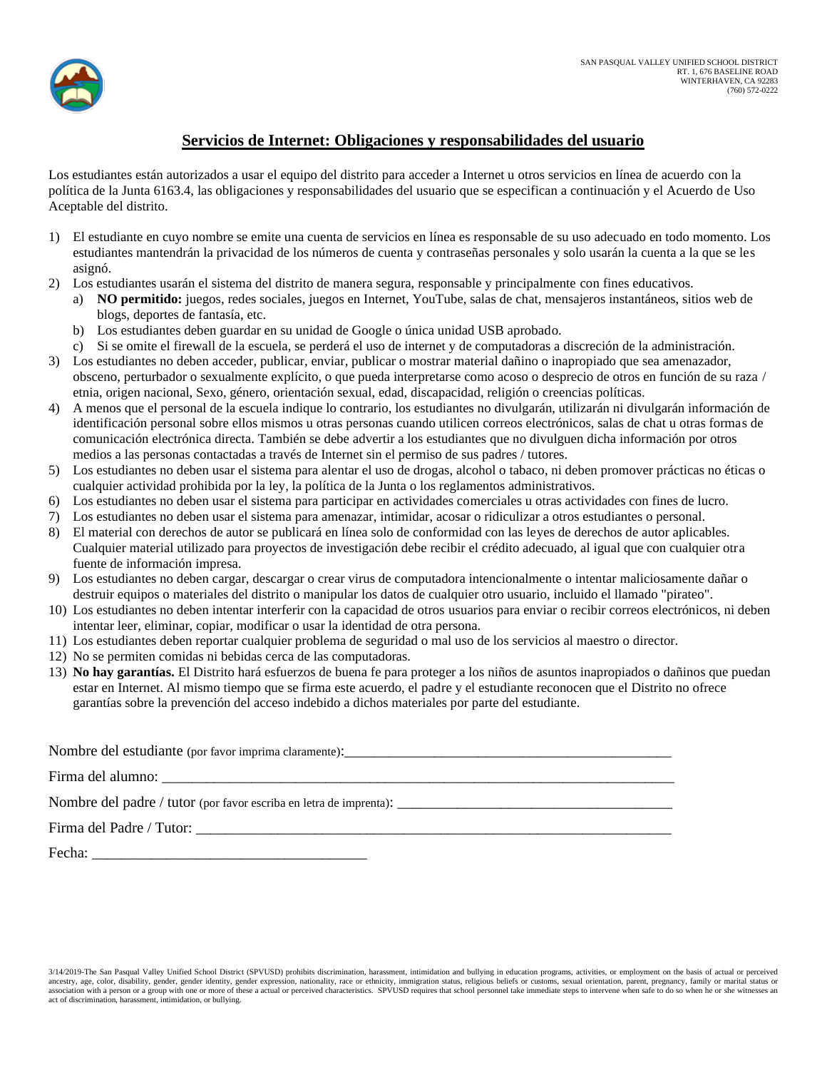SAN PASQUAL VALLEY UNIFIED SCHOOL DISTRICT
RT. 1, 676 BASELINE ROAD
WINTERHAVEN, CA 92283
(760) 572-0222

## Servicios de Internet: Obligaciones y responsabilidades del usuario

Los estudiantes están autorizados a usar el equipo del distrito para acceder a Internet u otros servicios en línea de acuerdo con la política de la Junta 6163.4, las obligaciones y responsabilidades del usuario que se especifican a continuación y el Acuerdo de Uso Aceptable del distrito.

1) El estudiante en cuyo nombre se emite una cuenta de servicios en línea es responsable de su uso adecuado en todo momento. Los estudiantes mantendrán la privacidad de los números de cuenta y contraseñas personales y solo usarán la cuenta a la que se les asignó.
2) Los estudiantes usarán el sistema del distrito de manera segura, responsable y principalmente con fines educativos.
   a) **NO permitido:** juegos, redes sociales, juegos en Internet, YouTube, salas de chat, mensajeros instantáneos, sitios web de blogs, deportes de fantasía, etc.
   b) Los estudiantes deben guardar en su unidad de Google o única unidad USB aprobado.
   c) Si se omite el firewall de la escuela, se perderá el uso de internet y de computadoras a discreción de la administración.
3) Los estudiantes no deben acceder, publicar, enviar, publicar o mostrar material dañino o inapropiado que sea amenazador, obsceno, perturbador o sexualmente explícito, o que pueda interpretarse como acoso o desprecio de otros en función de su raza / etnia, origen nacional, Sexo, género, orientación sexual, edad, discapacidad, religión o creencias políticas.
4) A menos que el personal de la escuela indique lo contrario, los estudiantes no divulgarán, utilizarán ni divulgarán información de identificación personal sobre ellos mismos u otras personas cuando utilicen correos electrónicos, salas de chat u otras formas de comunicación electrónica directa. También se debe advertir a los estudiantes que no divulguen dicha información por otros medios a las personas contactadas a través de Internet sin el permiso de sus padres / tutores.
5) Los estudiantes no deben usar el sistema para alentar el uso de drogas, alcohol o tabaco, ni deben promover prácticas no éticas o cualquier actividad prohibida por la ley, la política de la Junta o los reglamentos administrativos.
6) Los estudiantes no deben usar el sistema para participar en actividades comerciales u otras actividades con fines de lucro.
7) Los estudiantes no deben usar el sistema para amenazar, intimidar, acosar o ridiculizar a otros estudiantes o personal.
8) El material con derechos de autor se publicará en línea solo de conformidad con las leyes de derechos de autor aplicables. Cualquier material utilizado para proyectos de investigación debe recibir el crédito adecuado, al igual que con cualquier otra fuente de información impresa.
9) Los estudiantes no deben cargar, descargar o crear virus de computadora intencionalmente o intentar maliciosamente dañar o destruir equipos o materiales del distrito o manipular los datos de cualquier otro usuario, incluido el llamado "pirateo".
10) Los estudiantes no deben intentar interferir con la capacidad de otros usuarios para enviar o recibir correos electrónicos, ni deben intentar leer, eliminar, copiar, modificar o usar la identidad de otra persona.
11) Los estudiantes deben reportar cualquier problema de seguridad o mal uso de los servicios al maestro o director.
12) No se permiten comidas ni bebidas cerca de las computadoras.
13) **No hay garantías.** El Distrito hará esfuerzos de buena fe para proteger a los niños de asuntos inapropiados o dañinos que puedan estar en Internet. Al mismo tiempo que se firma este acuerdo, el padre y el estudiante reconocen que el Distrito no ofrece garantías sobre la prevención del acceso indebido a dichos materiales por parte del estudiante.

Nombre del estudiante (por favor imprima claramente):_______________________________________________

Firma del alumno: ___________________________________________________________________________

Nombre del padre / tutor (por favor escriba en letra de imprenta): _______________________________________

Firma del Padre / Tutor: _____________________________________________________________________

Fecha: _____________________________________

3/14/2019-The San Pasqual Valley Unified School District (SPVUSD) prohibits discrimination, harassment, intimidation and bullying in education programs, activities, or employment on the basis of actual or perceived ancestry, age, color, disability, gender, gender identity, gender expression, nationality, race or ethnicity, immigration status, religious beliefs or customs, sexual orientation, parent, pregnancy, family or marital status or association with a person or a group with one or more of these a actual or perceived characteristics. SPVUSD requires that school personnel take immediate steps to intervene when safe to do so when he or she witnesses an act of discrimination, harassment, intimidation, or bullying.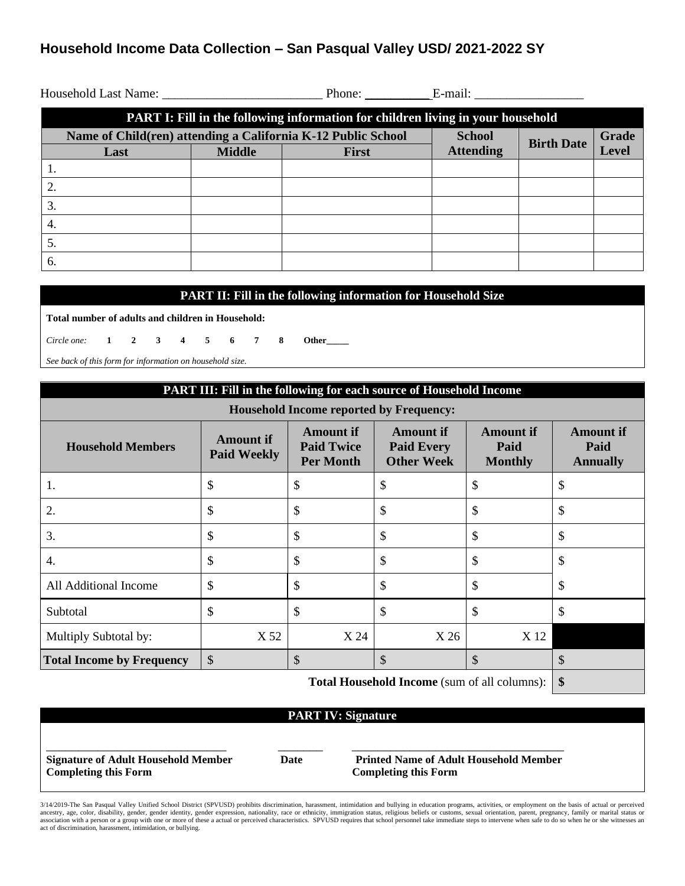# Household Income Data Collection – San Pasqual Valley USD/ 2021-2022 SY

Household Last Name: ________________________ Phone: __________ E-mail: ________________

| PART I: Fill in the following information for children living in your household | | | | | |
|---|---|---|---|---|---|
| Name of Child(ren) attending a California K-12 Public School | | | School Attending | Birth Date | Grade Level |
| Last | Middle | First | | | |
| 1. | | | | | |
| 2. | | | | | |
| 3. | | | | | |
| 4. | | | | | |
| 5. | | | | | |
| 6. | | | | | |

**PART II: Fill in the following information for Household Size**

**Total number of adults and children in Household:**

*Circle one:* **1 2 3 4 5 6 7 8 Other_____**

*See back of this form for information on household size.*

| PART III: Fill in the following for each source of Household Income | | | | | |
|---|---|---|---|---|---|
| **Household Income reported by Frequency:** | | | | | |
| **Household Members** | **Amount if Paid Weekly** | **Amount if Paid Twice Per Month** | **Amount if Paid Every Other Week** | **Amount if Paid Monthly** | **Amount if Paid Annually** |
| 1. | $ | $ | $ | $ | $ |
| 2. | $ | $ | $ | $ | $ |
| 3. | $ | $ | $ | $ | $ |
| 4. | $ | $ | $ | $ | $ |
| All Additional Income | $ | $ | $ | $ | $ |
| Subtotal | $ | $ | $ | $ | $ |
| Multiply Subtotal by: | X 52 | X 24 | X 26 | X 12 | |
| **Total Income by Frequency** | $ | $ | $ | $ | $ |
| | | | | **Total Household Income** (sum of all columns): | **$** |

**PART IV: Signature**

| ______________________________ | ________ | ____________________________________ |
|---|---|---|
| **Signature of Adult Household Member Completing this Form** | **Date** | **Printed Name of Adult Household Member Completing this Form** |

3/14/2019-The San Pasqual Valley Unified School District (SPVUSD) prohibits discrimination, harassment, intimidation and bullying in education programs, activities, or employment on the basis of actual or perceived ancestry, age, color, disability, gender, gender identity, gender expression, nationality, race or ethnicity, immigration status, religious beliefs or customs, sexual orientation, parent, pregnancy, family or marital status or association with a person or a group with one or more of these a actual or perceived characteristics. SPVUSD requires that school personnel take immediate steps to intervene when safe to do so when he or she witnesses an act of discrimination, harassment, intimidation, or bullying.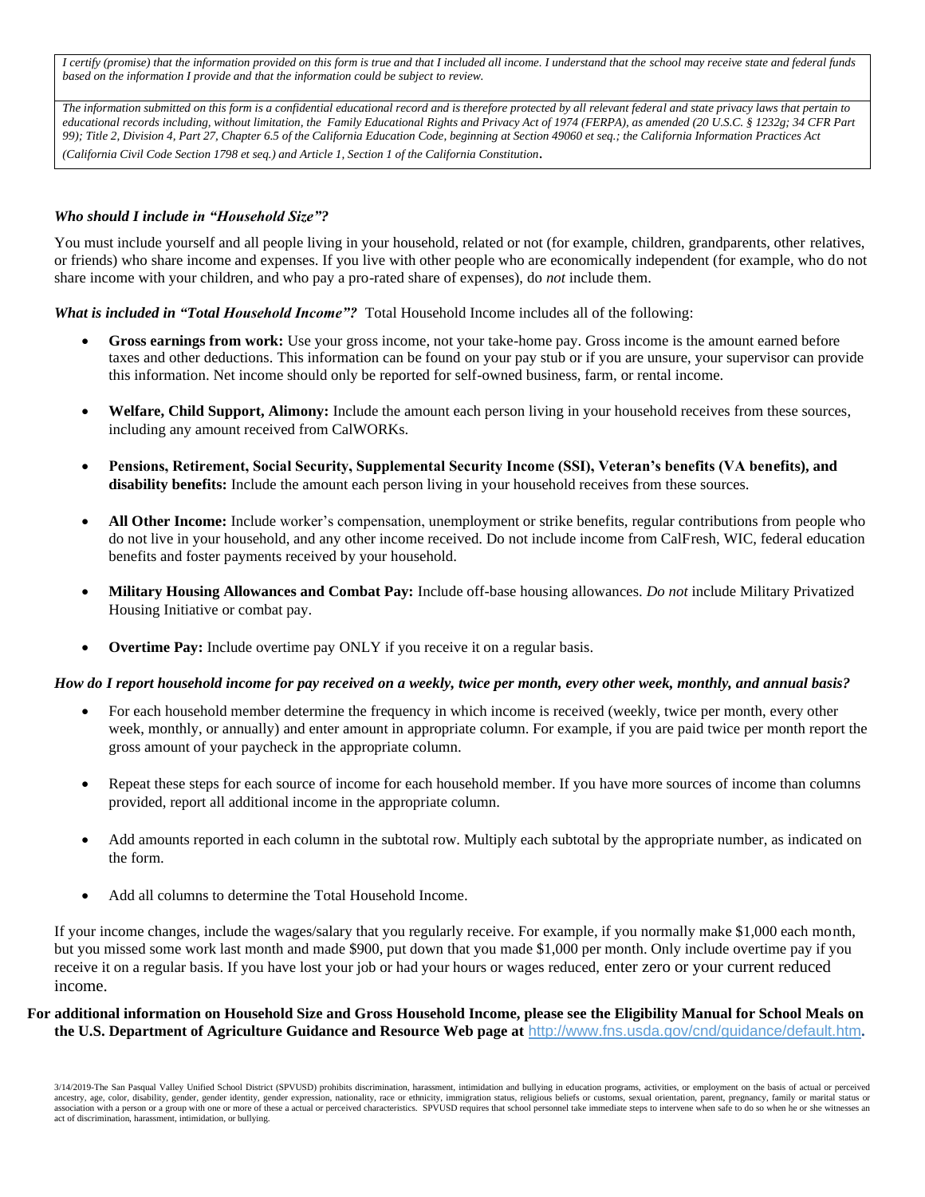*I certify (promise) that the information provided on this form is true and that I included all income. I understand that the school may receive state and federal funds based on the information I provide and that the information could be subject to review.*

*The information submitted on this form is a confidential educational record and is therefore protected by all relevant federal and state privacy laws that pertain to educational records including, without limitation, the Family Educational Rights and Privacy Act of 1974 (FERPA), as amended (20 U.S.C. § 1232g; 34 CFR Part 99); Title 2, Division 4, Part 27, Chapter 6.5 of the California Education Code, beginning at Section 49060 et seq.; the California Information Practices Act (California Civil Code Section 1798 et seq.) and Article 1, Section 1 of the California Constitution.*

***Who should I include in "Household Size"?***

You must include yourself and all people living in your household, related or not (for example, children, grandparents, other relatives, or friends) who share income and expenses. If you live with other people who are economically independent (for example, who do not share income with your children, and who pay a pro-rated share of expenses), do *not* include them.

***What is included in "Total Household Income"?*** Total Household Income includes all of the following:

- **Gross earnings from work:** Use your gross income, not your take-home pay. Gross income is the amount earned before taxes and other deductions. This information can be found on your pay stub or if you are unsure, your supervisor can provide this information. Net income should only be reported for self-owned business, farm, or rental income.
- **Welfare, Child Support, Alimony:** Include the amount each person living in your household receives from these sources, including any amount received from CalWORKs.
- **Pensions, Retirement, Social Security, Supplemental Security Income (SSI), Veteran's benefits (VA benefits), and disability benefits:** Include the amount each person living in your household receives from these sources.
- **All Other Income:** Include worker's compensation, unemployment or strike benefits, regular contributions from people who do not live in your household, and any other income received. Do not include income from CalFresh, WIC, federal education benefits and foster payments received by your household.
- **Military Housing Allowances and Combat Pay:** Include off-base housing allowances. *Do not* include Military Privatized Housing Initiative or combat pay.
- **Overtime Pay:** Include overtime pay ONLY if you receive it on a regular basis.

***How do I report household income for pay received on a weekly, twice per month, every other week, monthly, and annual basis?***

- For each household member determine the frequency in which income is received (weekly, twice per month, every other week, monthly, or annually) and enter amount in appropriate column. For example, if you are paid twice per month report the gross amount of your paycheck in the appropriate column.
- Repeat these steps for each source of income for each household member. If you have more sources of income than columns provided, report all additional income in the appropriate column.
- Add amounts reported in each column in the subtotal row. Multiply each subtotal by the appropriate number, as indicated on the form.
- Add all columns to determine the Total Household Income.

If your income changes, include the wages/salary that you regularly receive. For example, if you normally make $1,000 each month, but you missed some work last month and made $900, put down that you made $1,000 per month. Only include overtime pay if you receive it on a regular basis. If you have lost your job or had your hours or wages reduced, enter zero or your current reduced income.

**For additional information on Household Size and Gross Household Income, please see the Eligibility Manual for School Meals on the U.S. Department of Agriculture Guidance and Resource Web page at** http://www.fns.usda.gov/cnd/guidance/default.htm**.**

3/14/2019-The San Pasqual Valley Unified School District (SPVUSD) prohibits discrimination, harassment, intimidation and bullying in education programs, activities, or employment on the basis of actual or perceived ancestry, age, color, disability, gender, gender identity, gender expression, nationality, race or ethnicity, immigration status, religious beliefs or customs, sexual orientation, parent, pregnancy, family or marital status or association with a person or a group with one or more of these a actual or perceived characteristics. SPVUSD requires that school personnel take immediate steps to intervene when safe to do so when he or she witnesses an act of discrimination, harassment, intimidation, or bullying.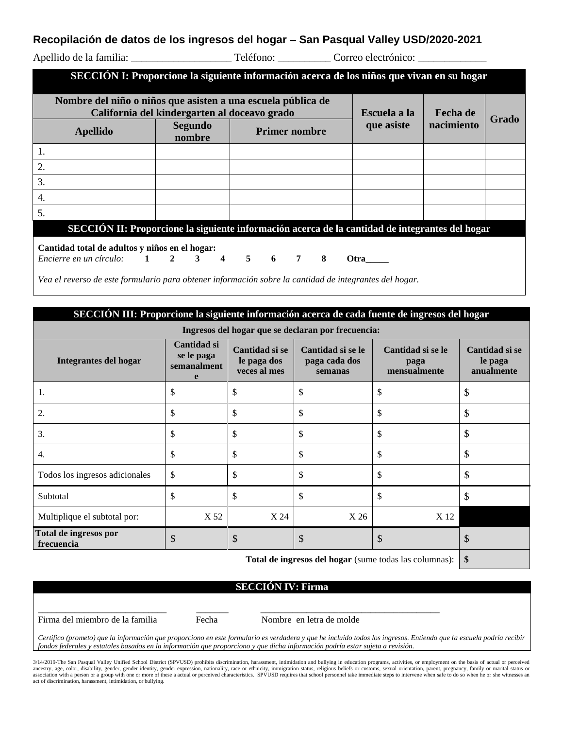## Recopilación de datos de los ingresos del hogar – San Pasqual Valley USD/2020-2021

Apellido de la familia: ___________________ Teléfono: __________ Correo electrónico: _____________

| **SECCIÓN I: Proporcione la siguiente información acerca de los niños que vivan en su hogar** | | | | | |
|---|---|---|---|---|---|
| **Nombre del niño o niños que asisten a una escuela pública de California del kindergarten al doceavo grado** | | | **Escuela a la que asiste** | **Fecha de nacimiento** | **Grado** |
| **Apellido** | **Segundo nombre** | **Primer nombre** | | | |
| 1. | | | | | |
| 2. | | | | | |
| 3. | | | | | |
| 4. | | | | | |
| 5. | | | | | |

**SECCIÓN II: Proporcione la siguiente información acerca de la cantidad de integrantes del hogar**

**Cantidad total de adultos y niños en el hogar:**
*Encierre en un círculo:* **1 2 3 4 5 6 7 8 Otra_____**

*Vea el reverso de este formulario para obtener información sobre la cantidad de integrantes del hogar.*

| **SECCIÓN III: Proporcione la siguiente información acerca de cada fuente de ingresos del hogar** | | | | | |
|---|---|---|---|---|---|
| **Ingresos del hogar que se declaran por frecuencia:** | | | | | |
| **Integrantes del hogar** | **Cantidad si se le paga semanalmente** | **Cantidad si se le paga dos veces al mes** | **Cantidad si se le paga cada dos semanas** | **Cantidad si se le paga mensualmente** | **Cantidad si se le paga anualmente** |
| 1. | $ | $ | $ | $ | $ |
| 2. | $ | $ | $ | $ | $ |
| 3. | $ | $ | $ | $ | $ |
| 4. | $ | $ | $ | $ | $ |
| Todos los ingresos adicionales | $ | $ | $ | $ | $ |
| Subtotal | $ | $ | $ | $ | $ |
| Multiplique el subtotal por: | X 52 | X 24 | X 26 | X 12 | |
| **Total de ingresos por frecuencia** | $ | $ | $ | $ | $ |
| | | | | **Total de ingresos del hogar** (sume todas las columnas): | **$** |

**SECCIÓN IV: Firma**

___________________________ _______ _______________________________________
Firma del miembro de la familia Fecha Nombre en letra de molde

*Certifico (prometo) que la información que proporciono en este formulario es verdadera y que he incluido todos los ingresos. Entiendo que la escuela podría recibir fondos federales y estatales basados en la información que proporciono y que dicha información podría estar sujeta a revisión.*

3/14/2019-The San Pasqual Valley Unified School District (SPVUSD) prohibits discrimination, harassment, intimidation and bullying in education programs, activities, or employment on the basis of actual or perceived ancestry, age, color, disability, gender, gender identity, gender expression, nationality, race or ethnicity, immigration status, religious beliefs or customs, sexual orientation, parent, pregnancy, family or marital status or association with a person or a group with one or more of these a actual or perceived characteristics. SPVUSD requires that school personnel take immediate steps to intervene when safe to do so when he or she witnesses an act of discrimination, harassment, intimidation, or bullying.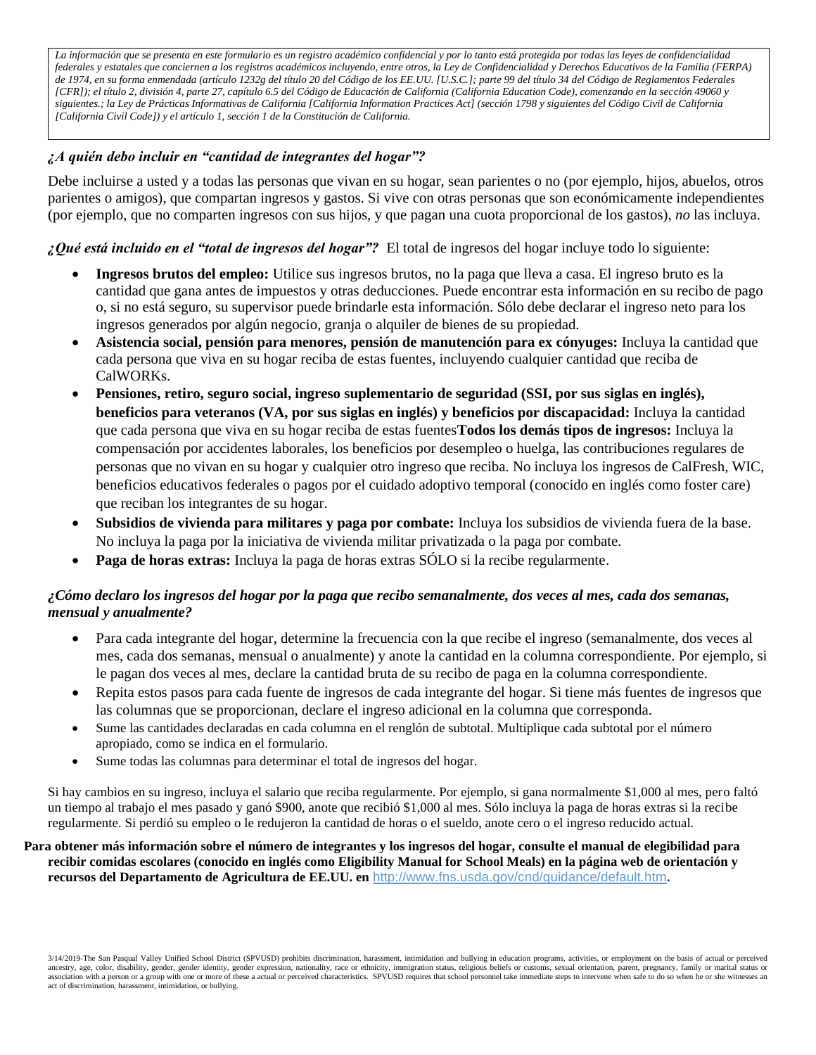*La información que se presenta en este formulario es un registro académico confidencial y por lo tanto está protegida por todas las leyes de confidencialidad federales y estatales que conciernen a los registros académicos incluyendo, entre otros, la Ley de Confidencialidad y Derechos Educativos de la Familia (FERPA) de 1974, en su forma enmendada (artículo 1232g del título 20 del Código de los EE.UU. [U.S.C.]; parte 99 del título 34 del Código de Reglamentos Federales [CFR]); el título 2, división 4, parte 27, capítulo 6.5 del Código de Educación de California (California Education Code), comenzando en la sección 49060 y siguientes.; la Ley de Prácticas Informativas de California [California Information Practices Act] (sección 1798 y siguientes del Código Civil de California [California Civil Code]) y el artículo 1, sección 1 de la Constitución de California.*

***¿A quién debo incluir en "cantidad de integrantes del hogar"?***

Debe incluirse a usted y a todas las personas que vivan en su hogar, sean parientes o no (por ejemplo, hijos, abuelos, otros parientes o amigos), que compartan ingresos y gastos. Si vive con otras personas que son económicamente independientes (por ejemplo, que no comparten ingresos con sus hijos, y que pagan una cuota proporcional de los gastos), *no* las incluya.

***¿Qué está incluido en el "total de ingresos del hogar"?*** El total de ingresos del hogar incluye todo lo siguiente:

- **Ingresos brutos del empleo:** Utilice sus ingresos brutos, no la paga que lleva a casa. El ingreso bruto es la cantidad que gana antes de impuestos y otras deducciones. Puede encontrar esta información en su recibo de pago o, si no está seguro, su supervisor puede brindarle esta información. Sólo debe declarar el ingreso neto para los ingresos generados por algún negocio, granja o alquiler de bienes de su propiedad.
- **Asistencia social, pensión para menores, pensión de manutención para ex cónyuges:** Incluya la cantidad que cada persona que viva en su hogar reciba de estas fuentes, incluyendo cualquier cantidad que reciba de CalWORKs.
- **Pensiones, retiro, seguro social, ingreso suplementario de seguridad (SSI, por sus siglas en inglés), beneficios para veteranos (VA, por sus siglas en inglés) y beneficios por discapacidad:** Incluya la cantidad que cada persona que viva en su hogar reciba de estas fuentes**Todos los demás tipos de ingresos:** Incluya la compensación por accidentes laborales, los beneficios por desempleo o huelga, las contribuciones regulares de personas que no vivan en su hogar y cualquier otro ingreso que reciba. No incluya los ingresos de CalFresh, WIC, beneficios educativos federales o pagos por el cuidado adoptivo temporal (conocido en inglés como foster care) que reciban los integrantes de su hogar.
- **Subsidios de vivienda para militares y paga por combate:** Incluya los subsidios de vivienda fuera de la base. No incluya la paga por la iniciativa de vivienda militar privatizada o la paga por combate.
- **Paga de horas extras:** Incluya la paga de horas extras SÓLO si la recibe regularmente.

***¿Cómo declaro los ingresos del hogar por la paga que recibo semanalmente, dos veces al mes, cada dos semanas, mensual y anualmente?***

- Para cada integrante del hogar, determine la frecuencia con la que recibe el ingreso (semanalmente, dos veces al mes, cada dos semanas, mensual o anualmente) y anote la cantidad en la columna correspondiente. Por ejemplo, si le pagan dos veces al mes, declare la cantidad bruta de su recibo de paga en la columna correspondiente.
- Repita estos pasos para cada fuente de ingresos de cada integrante del hogar. Si tiene más fuentes de ingresos que las columnas que se proporcionan, declare el ingreso adicional en la columna que corresponda.
- Sume las cantidades declaradas en cada columna en el renglón de subtotal. Multiplique cada subtotal por el número apropiado, como se indica en el formulario.
- Sume todas las columnas para determinar el total de ingresos del hogar.

Si hay cambios en su ingreso, incluya el salario que reciba regularmente. Por ejemplo, si gana normalmente $1,000 al mes, pero faltó un tiempo al trabajo el mes pasado y ganó $900, anote que recibió $1,000 al mes. Sólo incluya la paga de horas extras si la recibe regularmente. Si perdió su empleo o le redujeron la cantidad de horas o el sueldo, anote cero o el ingreso reducido actual.

**Para obtener más información sobre el número de integrantes y los ingresos del hogar, consulte el manual de elegibilidad para recibir comidas escolares (conocido en inglés como Eligibility Manual for School Meals) en la página web de orientación y recursos del Departamento de Agricultura de EE.UU. en** http://www.fns.usda.gov/cnd/guidance/default.htm**.**

3/14/2019-The San Pasqual Valley Unified School District (SPVUSD) prohibits discrimination, harassment, intimidation and bullying in education programs, activities, or employment on the basis of actual or perceived ancestry, age, color, disability, gender, gender identity, gender expression, nationality, race or ethnicity, immigration status, religious beliefs or customs, sexual orientation, parent, pregnancy, family or marital status or association with a person or a group with one or more of these a actual or perceived characteristics. SPVUSD requires that school personnel take immediate steps to intervene when safe to do so when he or she witnesses an act of discrimination, harassment, intimidation, or bullying.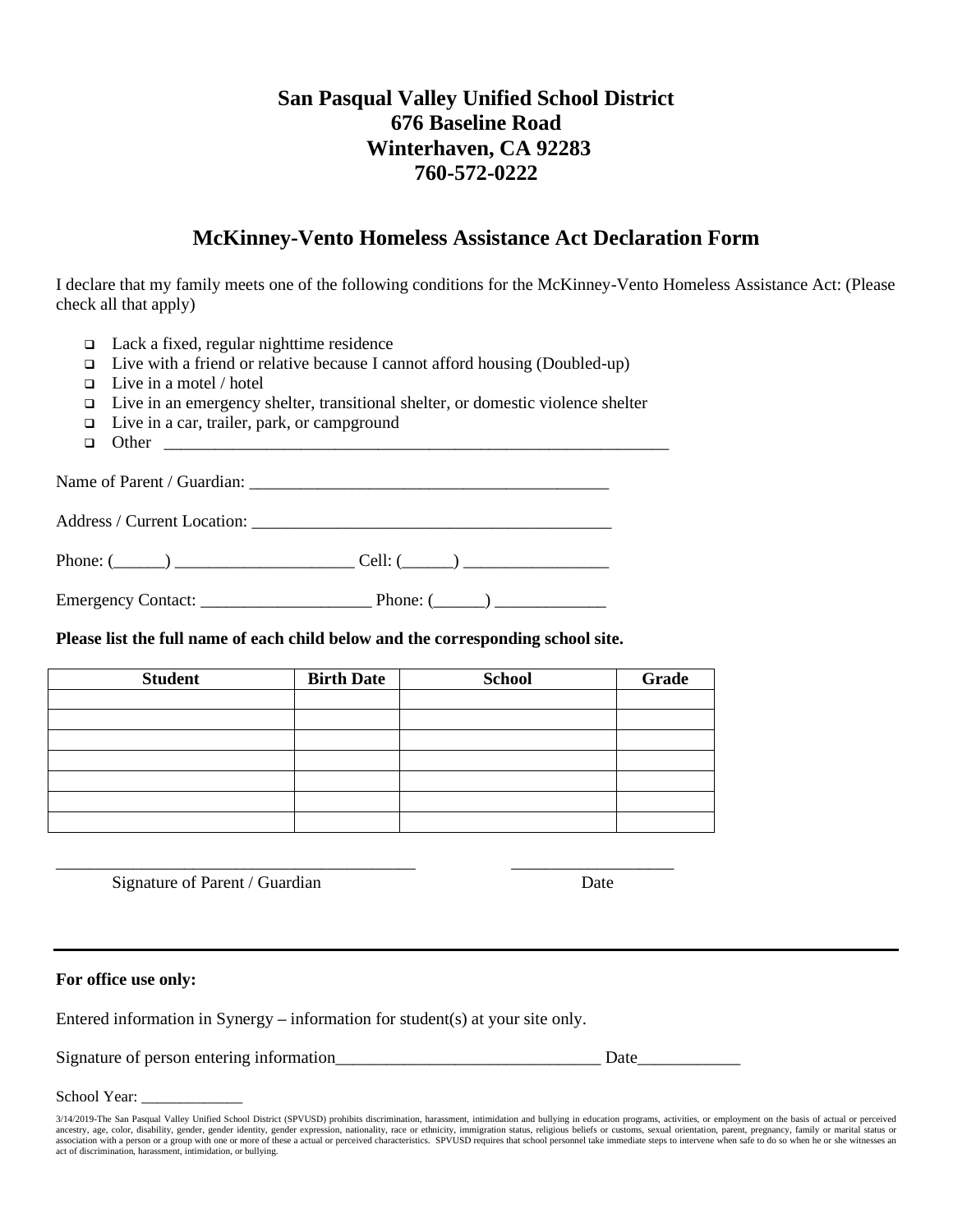# San Pasqual Valley Unified School District
# 676 Baseline Road
# Winterhaven, CA 92283
# 760-572-0222

## McKinney-Vento Homeless Assistance Act Declaration Form

I declare that my family meets one of the following conditions for the McKinney-Vento Homeless Assistance Act: (Please check all that apply)

- ☐ Lack a fixed, regular nighttime residence
- ☐ Live with a friend or relative because I cannot afford housing (Doubled-up)
- ☐ Live in a motel / hotel
- ☐ Live in an emergency shelter, transitional shelter, or domestic violence shelter
- ☐ Live in a car, trailer, park, or campground
- ☐ Other ____________________________________________________________

Name of Parent / Guardian: ___________________________________________

Address / Current Location: ___________________________________________

Phone: (______) _____________________ Cell: (______) _________________

Emergency Contact: ____________________ Phone: (______) _____________

**Please list the full name of each child below and the corresponding school site.**

| Student | Birth Date | School | Grade |
|---|---|---|---|
| | | | |
| | | | |
| | | | |
| | | | |
| | | | |
| | | | |
| | | | |

___________________________________________ ___________________

Signature of Parent / Guardian Date

---

**For office use only:**

Entered information in Synergy – information for student(s) at your site only.

Signature of person entering information_______________________________ Date____________

School Year: ____________

3/14/2019-The San Pasqual Valley Unified School District (SPVUSD) prohibits discrimination, harassment, intimidation and bullying in education programs, activities, or employment on the basis of actual or perceived ancestry, age, color, disability, gender, gender identity, gender expression, nationality, race or ethnicity, immigration status, religious beliefs or customs, sexual orientation, parent, pregnancy, family or marital status or association with a person or a group with one or more of these a actual or perceived characteristics. SPVUSD requires that school personnel take immediate steps to intervene when safe to do so when he or she witnesses an act of discrimination, harassment, intimidation, or bullying.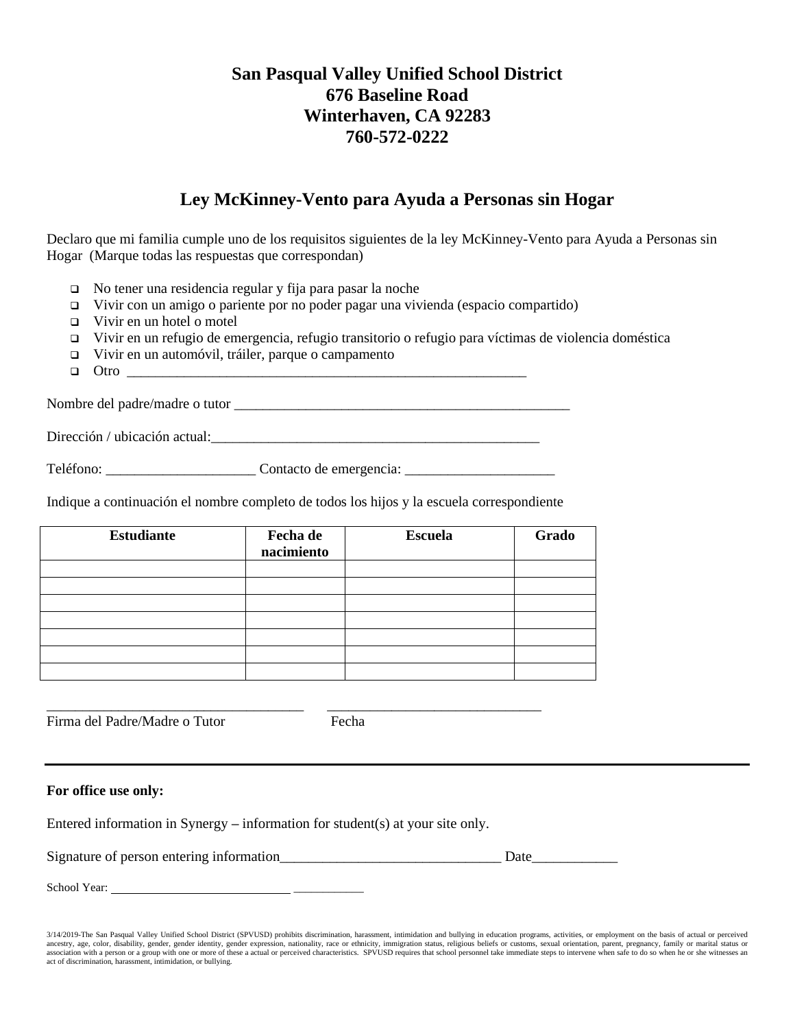# San Pasqual Valley Unified School District
# 676 Baseline Road
# Winterhaven, CA 92283
# 760-572-0222

## Ley McKinney-Vento para Ayuda a Personas sin Hogar

Declaro que mi familia cumple uno de los requisitos siguientes de la ley McKinney-Vento para Ayuda a Personas sin Hogar (Marque todas las respuestas que correspondan)

- ❑ No tener una residencia regular y fija para pasar la noche
- ❑ Vivir con un amigo o pariente por no poder pagar una vivienda (espacio compartido)
- ❑ Vivir en un hotel o motel
- ❑ Vivir en un refugio de emergencia, refugio transitorio o refugio para víctimas de violencia doméstica
- ❑ Vivir en un automóvil, tráiler, parque o campamento
- ❑ Otro ___________________________________________________________

Nombre del padre/madre o tutor ________________________________________________

Dirección / ubicación actual:_______________________________________________

Teléfono: _____________________ Contacto de emergencia: _____________________

Indique a continuación el nombre completo de todos los hijos y la escuela correspondiente

| Estudiante | Fecha de nacimiento | Escuela | Grado |
|---|---|---|---|
| | | | |
| | | | |
| | | | |
| | | | |
| | | | |
| | | | |
| | | | |

____________________________________ ______________________________

Firma del Padre/Madre o Tutor Fecha

---

**For office use only:**

Entered information in Synergy – information for student(s) at your site only.

Signature of person entering information_______________________________ Date____________

School Year: ____________________________ ___________

3/14/2019-The San Pasqual Valley Unified School District (SPVUSD) prohibits discrimination, harassment, intimidation and bullying in education programs, activities, or employment on the basis of actual or perceived ancestry, age, color, disability, gender, gender identity, gender expression, nationality, race or ethnicity, immigration status, religious beliefs or customs, sexual orientation, parent, pregnancy, family or marital status or association with a person or a group with one or more of these a actual or perceived characteristics. SPVUSD requires that school personnel take immediate steps to intervene when safe to do so when he or she witnesses an act of discrimination, harassment, intimidation, or bullying.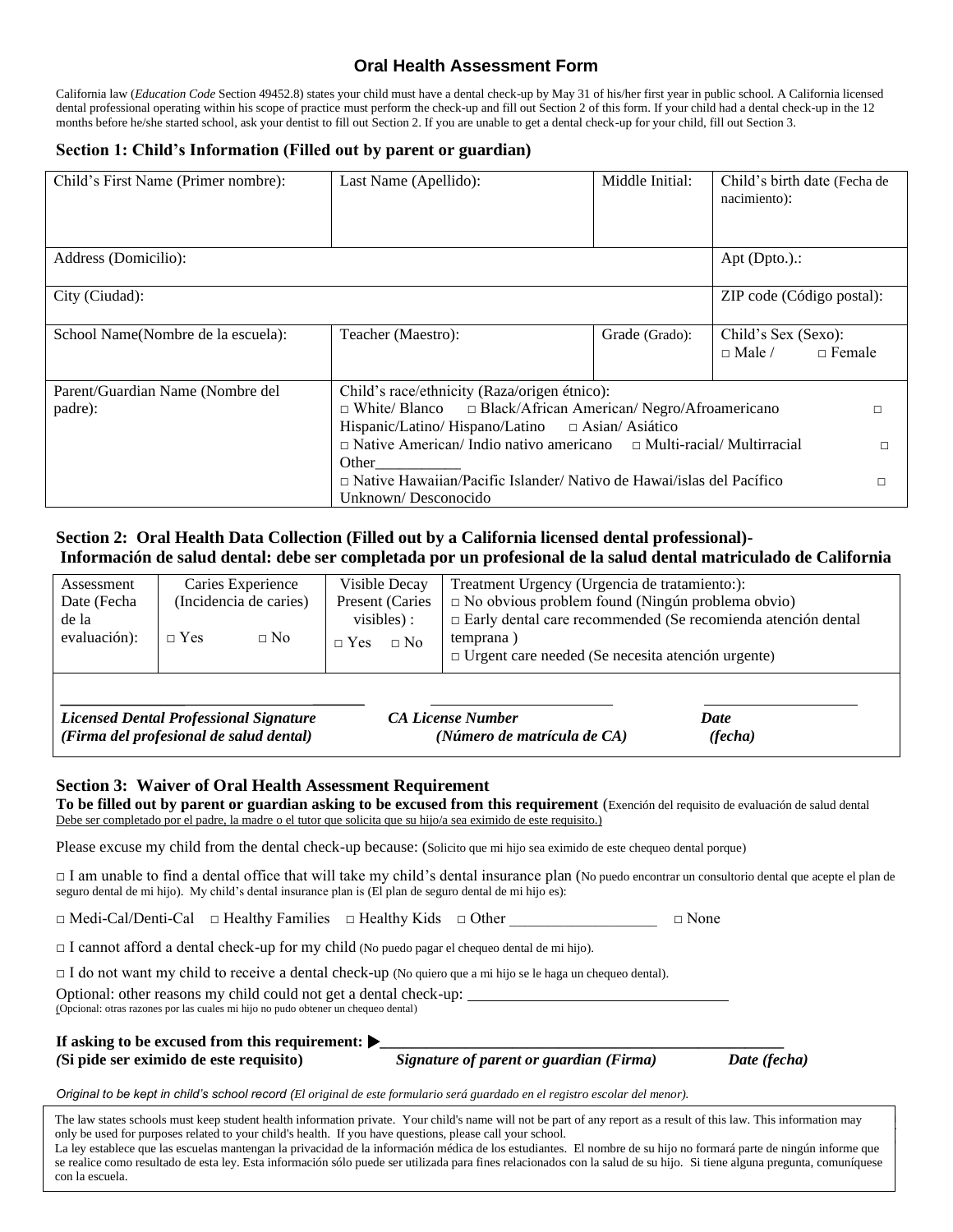# Oral Health Assessment Form

California law (*Education Code* Section 49452.8) states your child must have a dental check-up by May 31 of his/her first year in public school. A California licensed dental professional operating within his scope of practice must perform the check-up and fill out Section 2 of this form. If your child had a dental check-up in the 12 months before he/she started school, ask your dentist to fill out Section 2. If you are unable to get a dental check-up for your child, fill out Section 3.

## Section 1: Child's Information (Filled out by parent or guardian)

| | | | |
|---|---|---|---|
| Child's First Name (Primer nombre): | Last Name (Apellido): | Middle Initial: | Child's birth date (Fecha de nacimiento): |
| Address (Domicilio): | | | Apt (Dpto.).: |
| City (Ciudad): | | | ZIP code (Código postal): |
| School Name(Nombre de la escuela): | Teacher (Maestro): | Grade (Grado): | Child's Sex (Sexo): □ Male / □ Female |
| Parent/Guardian Name (Nombre del padre): | Child's race/ethnicity (Raza/origen étnico): □ White/ Blanco □ Black/African American/ Negro/Afroamericano □ Hispanic/Latino/ Hispano/Latino □ Asian/ Asiático □ Native American/ Indio nativo americano □ Multi-racial/ Multirracial □ Other___________ □ Native Hawaiian/Pacific Islander/ Nativo de Hawai/islas del Pacífico □ Unknown/ Desconocido | | |

## Section 2: Oral Health Data Collection (Filled out by a California licensed dental professional)- Información de salud dental: debe ser completada por un profesional de la salud dental matriculado de California

| | | | |
|---|---|---|---|
| Assessment Date (Fecha de la evaluación): | Caries Experience (Incidencia de caries) □ Yes □ No | Visible Decay Present (Caries visibles) : □ Yes □ No | Treatment Urgency (Urgencia de tratamiento:): □ No obvious problem found (Ningún problema obvio) □ Early dental care recommended (Se recomienda atención dental temprana ) □ Urgent care needed (Se necesita atención urgente) |

______________________________ ______________________ __________________

***Licensed Dental Professional Signature*** ***CA License Number*** ***Date***
***(Firma del profesional de salud dental)*** ***(Número de matrícula de CA)*** ***(fecha)***

## Section 3: Waiver of Oral Health Assessment Requirement

**To be filled out by parent or guardian asking to be excused from this requirement** (Exención del requisito de evaluación de salud dental Debe ser completado por el padre, la madre o el tutor que solicita que su hijo/a sea eximido de este requisito.)

Please excuse my child from the dental check-up because: (Solicito que mi hijo sea eximido de este chequeo dental porque)

□ I am unable to find a dental office that will take my child's dental insurance plan (No puedo encontrar un consultorio dental que acepte el plan de seguro dental de mi hijo). My child's dental insurance plan is (El plan de seguro dental de mi hijo es):

□ Medi-Cal/Denti-Cal □ Healthy Families □ Healthy Kids □ Other __________________ □ None

□ I cannot afford a dental check-up for my child (No puedo pagar el chequeo dental de mi hijo).

□ I do not want my child to receive a dental check-up (No quiero que a mi hijo se le haga un chequeo dental).

Optional: other reasons my child could not get a dental check-up: ______________________________
(Opcional: otras razones por las cuales mi hijo no pudo obtener un chequeo dental)

**If asking to be excused from this requirement:** ▶______________________________________________
**(Si pide ser eximido de este requisito)** ***Signature of parent or guardian (Firma)*** ***Date (fecha)***

*Original to be kept in child's school record (El original de este formulario será guardado en el registro escolar del menor).*

The law states schools must keep student health information private. Your child's name will not be part of any report as a result of this law. This information may only be used for purposes related to your child's health. If you have questions, please call your school.
La ley establece que las escuelas mantengan la privacidad de la información médica de los estudiantes. El nombre de su hijo no formará parte de ningún informe que se realice como resultado de esta ley. Esta información sólo puede ser utilizada para fines relacionados con la salud de su hijo. Si tiene alguna pregunta, comuníquese con la escuela.